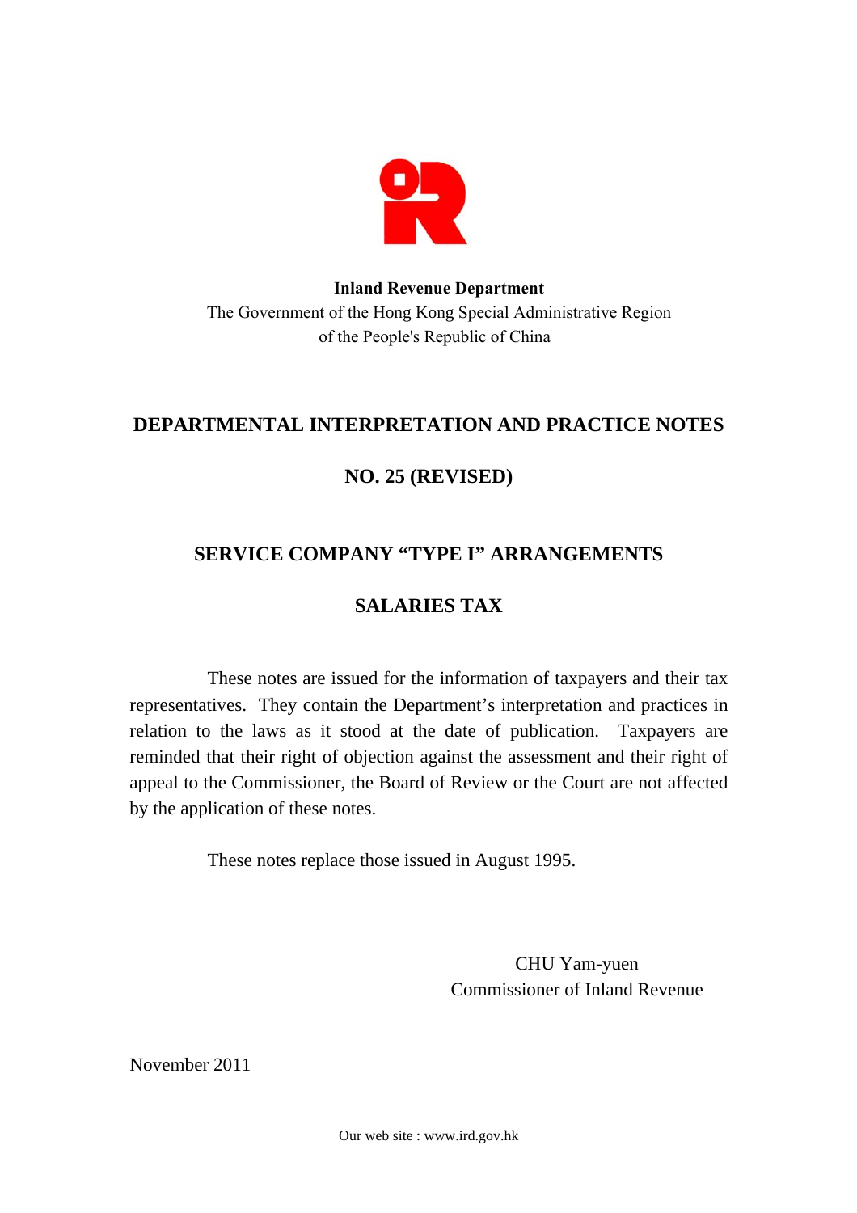**Inland Revenue Department**
The Government of the Hong Kong Special Administrative Region
of the People's Republic of China

# DEPARTMENTAL INTERPRETATION AND PRACTICE NOTES

## NO. 25 (REVISED)

## SERVICE COMPANY "TYPE I" ARRANGEMENTS

## SALARIES TAX

These notes are issued for the information of taxpayers and their tax representatives. They contain the Department's interpretation and practices in relation to the laws as it stood at the date of publication. Taxpayers are reminded that their right of objection against the assessment and their right of appeal to the Commissioner, the Board of Review or the Court are not affected by the application of these notes.

These notes replace those issued in August 1995.

CHU Yam-yuen
Commissioner of Inland Revenue

November 2011

Our web site : www.ird.gov.hk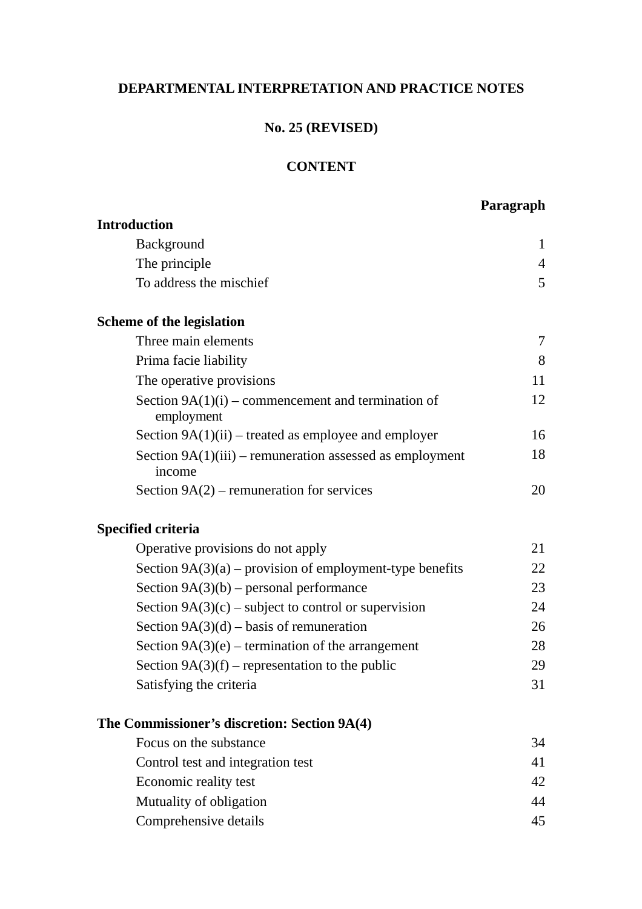**DEPARTMENTAL INTERPRETATION AND PRACTICE NOTES**

**No. 25 (REVISED)**

**CONTENT**

| | **Paragraph** |
|---|---|
| **Introduction** | |
| Background | 1 |
| The principle | 4 |
| To address the mischief | 5 |
| **Scheme of the legislation** | |
| Three main elements | 7 |
| Prima facie liability | 8 |
| The operative provisions | 11 |
| Section 9A(1)(i) – commencement and termination of employment | 12 |
| Section 9A(1)(ii) – treated as employee and employer | 16 |
| Section 9A(1)(iii) – remuneration assessed as employment income | 18 |
| Section 9A(2) – remuneration for services | 20 |
| **Specified criteria** | |
| Operative provisions do not apply | 21 |
| Section 9A(3)(a) – provision of employment-type benefits | 22 |
| Section 9A(3)(b) – personal performance | 23 |
| Section 9A(3)(c) – subject to control or supervision | 24 |
| Section 9A(3)(d) – basis of remuneration | 26 |
| Section 9A(3)(e) – termination of the arrangement | 28 |
| Section 9A(3)(f) – representation to the public | 29 |
| Satisfying the criteria | 31 |
| **The Commissioner's discretion: Section 9A(4)** | |
| Focus on the substance | 34 |
| Control test and integration test | 41 |
| Economic reality test | 42 |
| Mutuality of obligation | 44 |
| Comprehensive details | 45 |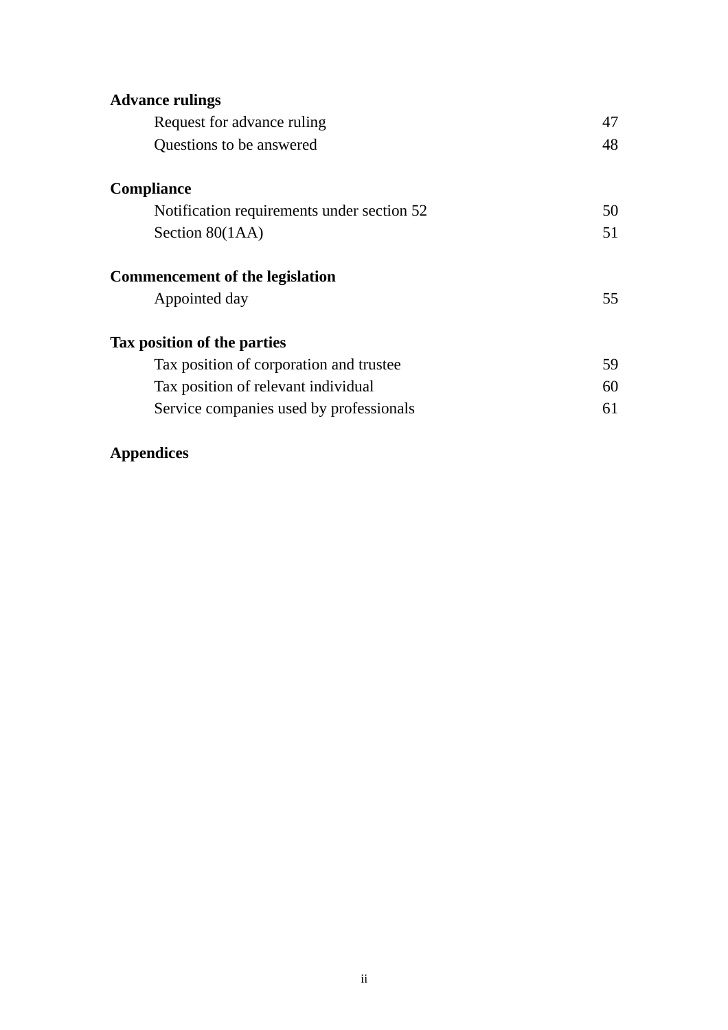**Advance rulings**

| | |
|---|---|
| Request for advance ruling | 47 |
| Questions to be answered | 48 |

**Compliance**

| | |
|---|---|
| Notification requirements under section 52 | 50 |
| Section 80(1AA) | 51 |

**Commencement of the legislation**

| | |
|---|---|
| Appointed day | 55 |

**Tax position of the parties**

| | |
|---|---|
| Tax position of corporation and trustee | 59 |
| Tax position of relevant individual | 60 |
| Service companies used by professionals | 61 |

**Appendices**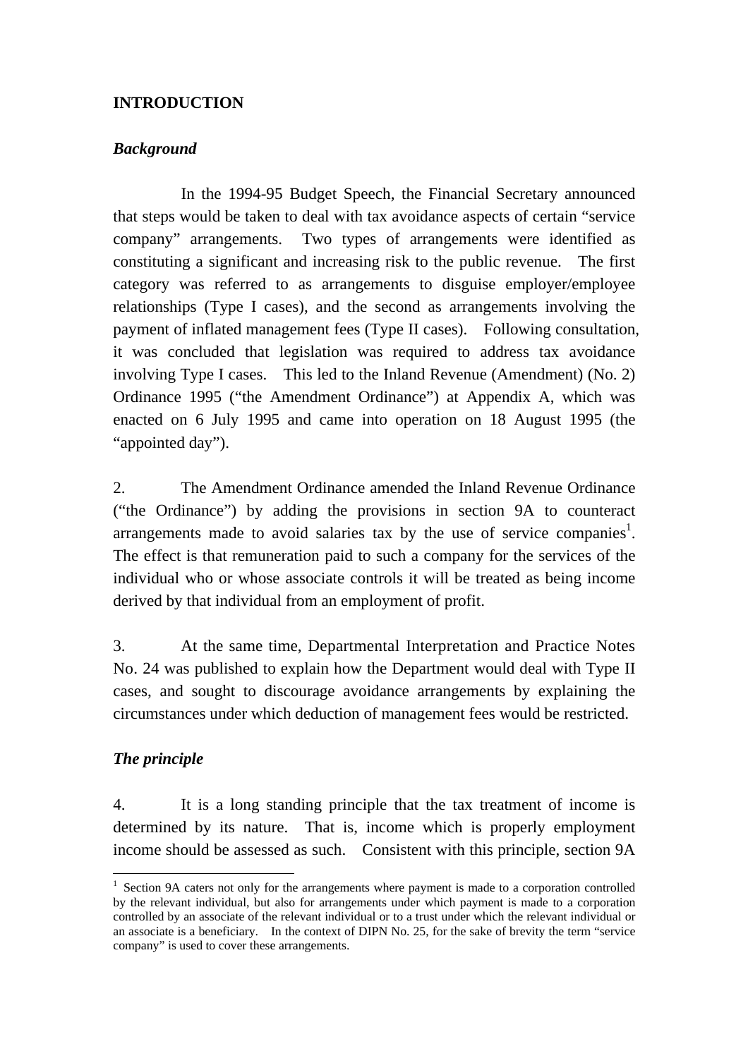## INTRODUCTION

### *Background*

In the 1994-95 Budget Speech, the Financial Secretary announced that steps would be taken to deal with tax avoidance aspects of certain "service company" arrangements. Two types of arrangements were identified as constituting a significant and increasing risk to the public revenue. The first category was referred to as arrangements to disguise employer/employee relationships (Type I cases), and the second as arrangements involving the payment of inflated management fees (Type II cases). Following consultation, it was concluded that legislation was required to address tax avoidance involving Type I cases. This led to the Inland Revenue (Amendment) (No. 2) Ordinance 1995 ("the Amendment Ordinance") at Appendix A, which was enacted on 6 July 1995 and came into operation on 18 August 1995 (the "appointed day").

2. The Amendment Ordinance amended the Inland Revenue Ordinance ("the Ordinance") by adding the provisions in section 9A to counteract arrangements made to avoid salaries tax by the use of service companies[1]. The effect is that remuneration paid to such a company for the services of the individual who or whose associate controls it will be treated as being income derived by that individual from an employment of profit.

3. At the same time, Departmental Interpretation and Practice Notes No. 24 was published to explain how the Department would deal with Type II cases, and sought to discourage avoidance arrangements by explaining the circumstances under which deduction of management fees would be restricted.

### *The principle*

4. It is a long standing principle that the tax treatment of income is determined by its nature. That is, income which is properly employment income should be assessed as such. Consistent with this principle, section 9A

---

[1] Section 9A caters not only for the arrangements where payment is made to a corporation controlled by the relevant individual, but also for arrangements under which payment is made to a corporation controlled by an associate of the relevant individual or to a trust under which the relevant individual or an associate is a beneficiary. In the context of DIPN No. 25, for the sake of brevity the term "service company" is used to cover these arrangements.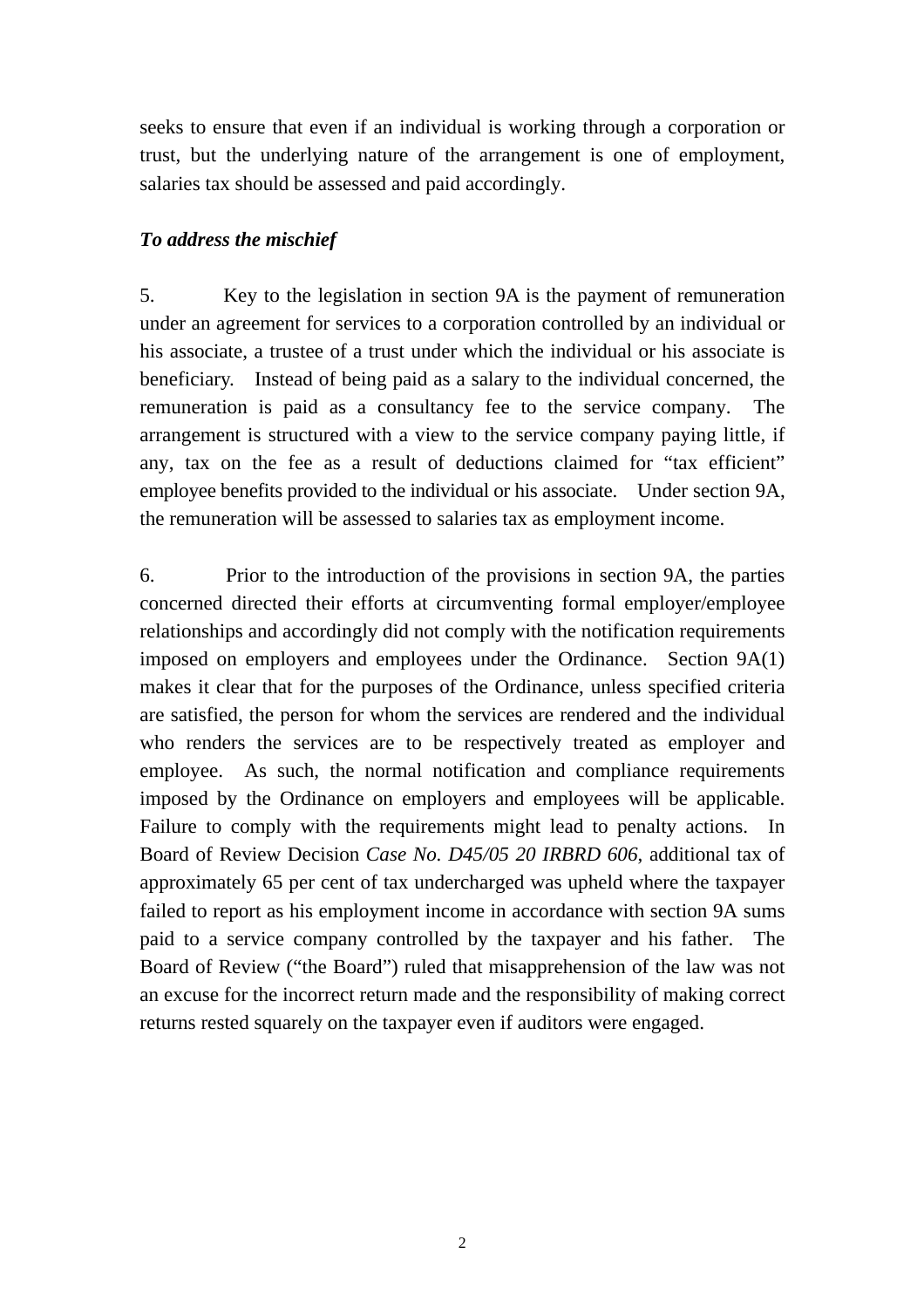seeks to ensure that even if an individual is working through a corporation or trust, but the underlying nature of the arrangement is one of employment, salaries tax should be assessed and paid accordingly.

***To address the mischief***

5. Key to the legislation in section 9A is the payment of remuneration under an agreement for services to a corporation controlled by an individual or his associate, a trustee of a trust under which the individual or his associate is beneficiary. Instead of being paid as a salary to the individual concerned, the remuneration is paid as a consultancy fee to the service company. The arrangement is structured with a view to the service company paying little, if any, tax on the fee as a result of deductions claimed for "tax efficient" employee benefits provided to the individual or his associate. Under section 9A, the remuneration will be assessed to salaries tax as employment income.

6. Prior to the introduction of the provisions in section 9A, the parties concerned directed their efforts at circumventing formal employer/employee relationships and accordingly did not comply with the notification requirements imposed on employers and employees under the Ordinance. Section 9A(1) makes it clear that for the purposes of the Ordinance, unless specified criteria are satisfied, the person for whom the services are rendered and the individual who renders the services are to be respectively treated as employer and employee. As such, the normal notification and compliance requirements imposed by the Ordinance on employers and employees will be applicable. Failure to comply with the requirements might lead to penalty actions. In Board of Review Decision *Case No. D45/05 20 IRBRD 606*, additional tax of approximately 65 per cent of tax undercharged was upheld where the taxpayer failed to report as his employment income in accordance with section 9A sums paid to a service company controlled by the taxpayer and his father. The Board of Review ("the Board") ruled that misapprehension of the law was not an excuse for the incorrect return made and the responsibility of making correct returns rested squarely on the taxpayer even if auditors were engaged.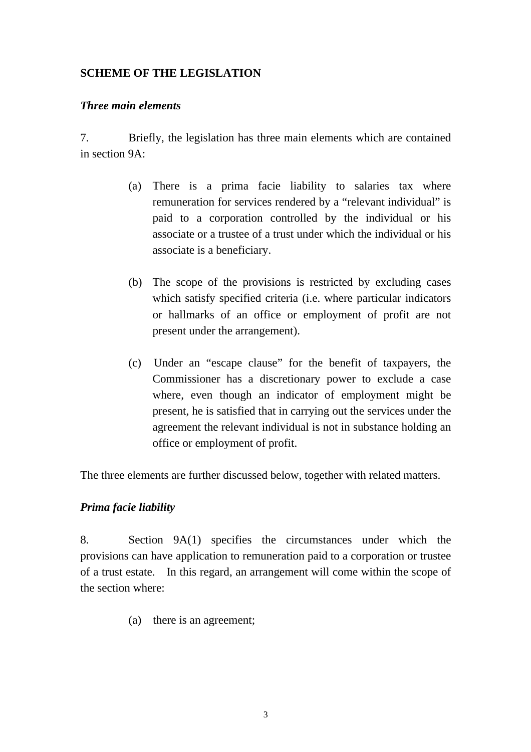## SCHEME OF THE LEGISLATION

### *Three main elements*

7. Briefly, the legislation has three main elements which are contained in section 9A:

(a) There is a prima facie liability to salaries tax where remuneration for services rendered by a “relevant individual” is paid to a corporation controlled by the individual or his associate or a trustee of a trust under which the individual or his associate is a beneficiary.

(b) The scope of the provisions is restricted by excluding cases which satisfy specified criteria (i.e. where particular indicators or hallmarks of an office or employment of profit are not present under the arrangement).

(c) Under an “escape clause” for the benefit of taxpayers, the Commissioner has a discretionary power to exclude a case where, even though an indicator of employment might be present, he is satisfied that in carrying out the services under the agreement the relevant individual is not in substance holding an office or employment of profit.

The three elements are further discussed below, together with related matters.

### *Prima facie liability*

8. Section 9A(1) specifies the circumstances under which the provisions can have application to remuneration paid to a corporation or trustee of a trust estate. In this regard, an arrangement will come within the scope of the section where:

(a) there is an agreement;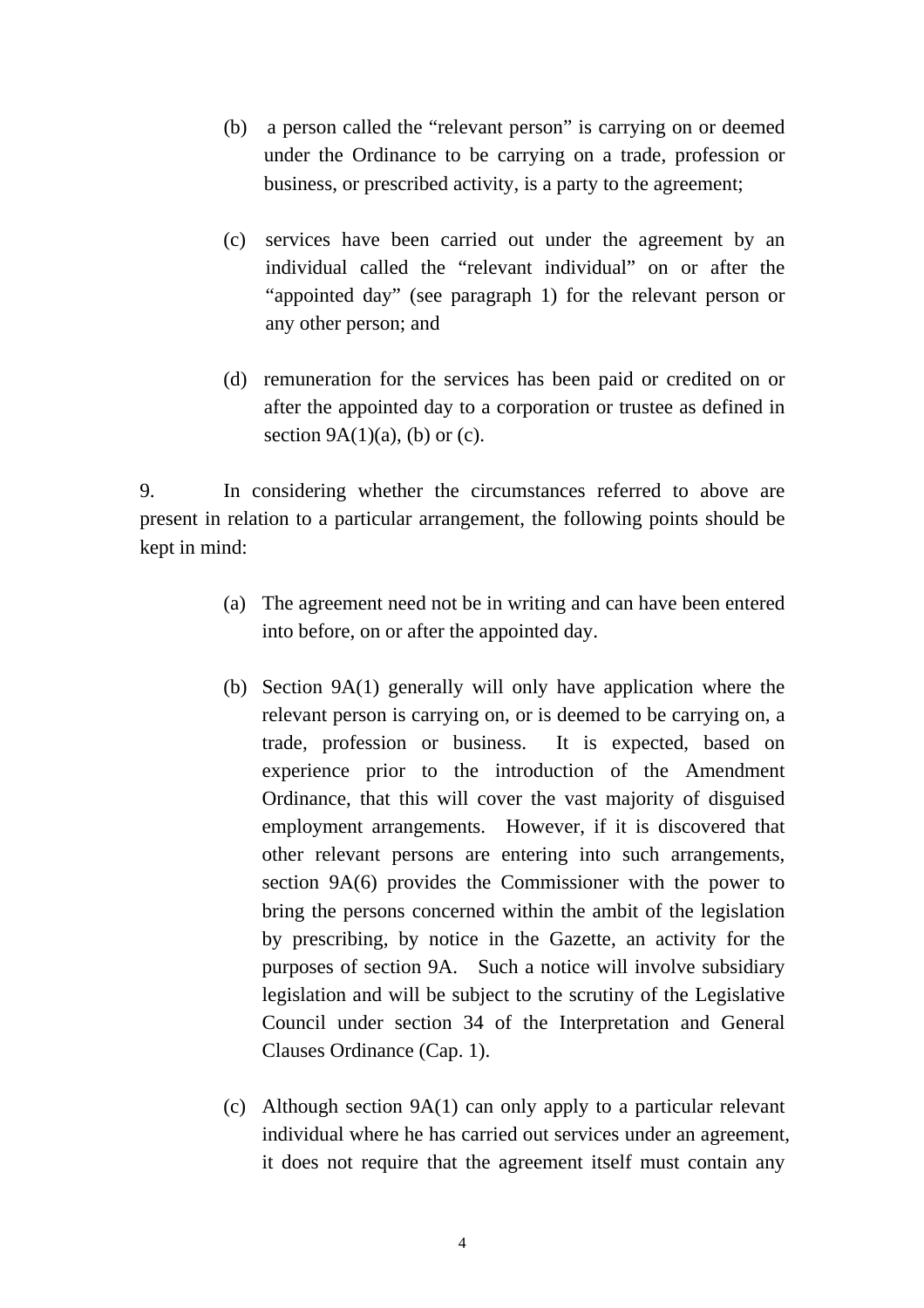(b) a person called the "relevant person" is carrying on or deemed under the Ordinance to be carrying on a trade, profession or business, or prescribed activity, is a party to the agreement;

(c) services have been carried out under the agreement by an individual called the "relevant individual" on or after the "appointed day" (see paragraph 1) for the relevant person or any other person; and

(d) remuneration for the services has been paid or credited on or after the appointed day to a corporation or trustee as defined in section 9A(1)(a), (b) or (c).

9. In considering whether the circumstances referred to above are present in relation to a particular arrangement, the following points should be kept in mind:

(a) The agreement need not be in writing and can have been entered into before, on or after the appointed day.

(b) Section 9A(1) generally will only have application where the relevant person is carrying on, or is deemed to be carrying on, a trade, profession or business. It is expected, based on experience prior to the introduction of the Amendment Ordinance, that this will cover the vast majority of disguised employment arrangements. However, if it is discovered that other relevant persons are entering into such arrangements, section 9A(6) provides the Commissioner with the power to bring the persons concerned within the ambit of the legislation by prescribing, by notice in the Gazette, an activity for the purposes of section 9A. Such a notice will involve subsidiary legislation and will be subject to the scrutiny of the Legislative Council under section 34 of the Interpretation and General Clauses Ordinance (Cap. 1).

(c) Although section 9A(1) can only apply to a particular relevant individual where he has carried out services under an agreement, it does not require that the agreement itself must contain any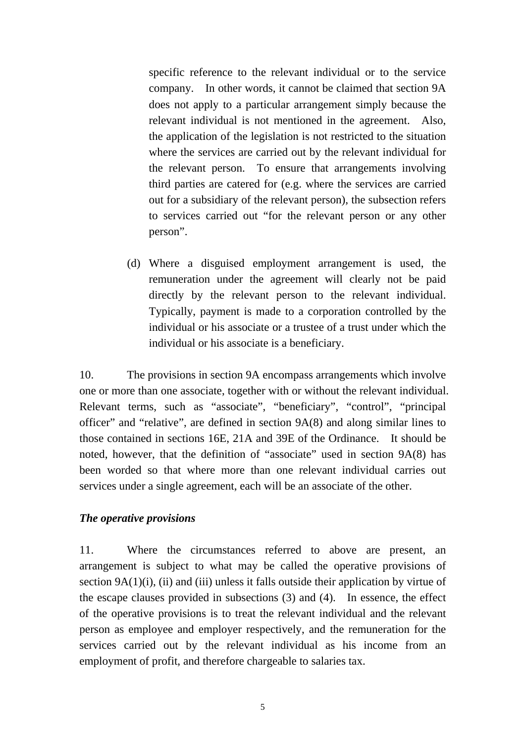specific reference to the relevant individual or to the service company. In other words, it cannot be claimed that section 9A does not apply to a particular arrangement simply because the relevant individual is not mentioned in the agreement. Also, the application of the legislation is not restricted to the situation where the services are carried out by the relevant individual for the relevant person. To ensure that arrangements involving third parties are catered for (e.g. where the services are carried out for a subsidiary of the relevant person), the subsection refers to services carried out "for the relevant person or any other person".

(d) Where a disguised employment arrangement is used, the remuneration under the agreement will clearly not be paid directly by the relevant person to the relevant individual. Typically, payment is made to a corporation controlled by the individual or his associate or a trustee of a trust under which the individual or his associate is a beneficiary.

10. The provisions in section 9A encompass arrangements which involve one or more than one associate, together with or without the relevant individual. Relevant terms, such as "associate", "beneficiary", "control", "principal officer" and "relative", are defined in section 9A(8) and along similar lines to those contained in sections 16E, 21A and 39E of the Ordinance. It should be noted, however, that the definition of "associate" used in section 9A(8) has been worded so that where more than one relevant individual carries out services under a single agreement, each will be an associate of the other.

***The operative provisions***

11. Where the circumstances referred to above are present, an arrangement is subject to what may be called the operative provisions of section 9A(1)(i), (ii) and (iii) unless it falls outside their application by virtue of the escape clauses provided in subsections (3) and (4). In essence, the effect of the operative provisions is to treat the relevant individual and the relevant person as employee and employer respectively, and the remuneration for the services carried out by the relevant individual as his income from an employment of profit, and therefore chargeable to salaries tax.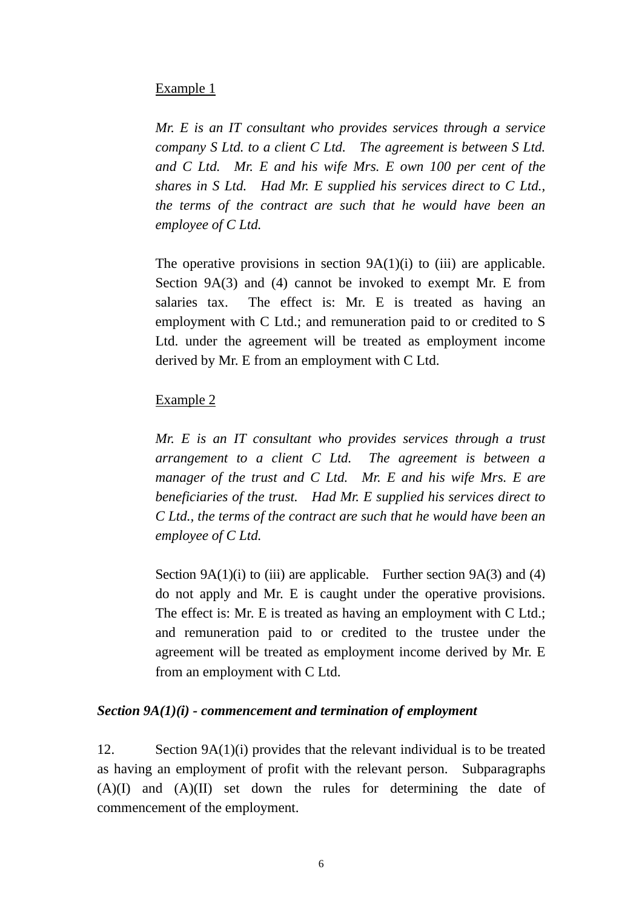Example 1

*Mr. E is an IT consultant who provides services through a service company S Ltd. to a client C Ltd. The agreement is between S Ltd. and C Ltd. Mr. E and his wife Mrs. E own 100 per cent of the shares in S Ltd. Had Mr. E supplied his services direct to C Ltd., the terms of the contract are such that he would have been an employee of C Ltd.*

The operative provisions in section 9A(1)(i) to (iii) are applicable. Section 9A(3) and (4) cannot be invoked to exempt Mr. E from salaries tax. The effect is: Mr. E is treated as having an employment with C Ltd.; and remuneration paid to or credited to S Ltd. under the agreement will be treated as employment income derived by Mr. E from an employment with C Ltd.

Example 2

*Mr. E is an IT consultant who provides services through a trust arrangement to a client C Ltd. The agreement is between a manager of the trust and C Ltd. Mr. E and his wife Mrs. E are beneficiaries of the trust. Had Mr. E supplied his services direct to C Ltd., the terms of the contract are such that he would have been an employee of C Ltd.*

Section 9A(1)(i) to (iii) are applicable. Further section 9A(3) and (4) do not apply and Mr. E is caught under the operative provisions. The effect is: Mr. E is treated as having an employment with C Ltd.; and remuneration paid to or credited to the trustee under the agreement will be treated as employment income derived by Mr. E from an employment with C Ltd.

***Section 9A(1)(i) - commencement and termination of employment***

12. Section 9A(1)(i) provides that the relevant individual is to be treated as having an employment of profit with the relevant person. Subparagraphs (A)(I) and (A)(II) set down the rules for determining the date of commencement of the employment.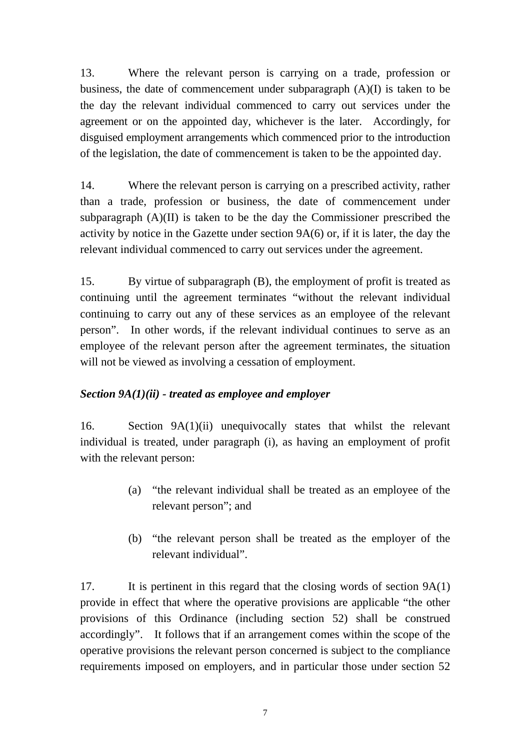13. Where the relevant person is carrying on a trade, profession or business, the date of commencement under subparagraph (A)(I) is taken to be the day the relevant individual commenced to carry out services under the agreement or on the appointed day, whichever is the later. Accordingly, for disguised employment arrangements which commenced prior to the introduction of the legislation, the date of commencement is taken to be the appointed day.

14. Where the relevant person is carrying on a prescribed activity, rather than a trade, profession or business, the date of commencement under subparagraph (A)(II) is taken to be the day the Commissioner prescribed the activity by notice in the Gazette under section 9A(6) or, if it is later, the day the relevant individual commenced to carry out services under the agreement.

15. By virtue of subparagraph (B), the employment of profit is treated as continuing until the agreement terminates "without the relevant individual continuing to carry out any of these services as an employee of the relevant person". In other words, if the relevant individual continues to serve as an employee of the relevant person after the agreement terminates, the situation will not be viewed as involving a cessation of employment.

***Section 9A(1)(ii) - treated as employee and employer***

16. Section 9A(1)(ii) unequivocally states that whilst the relevant individual is treated, under paragraph (i), as having an employment of profit with the relevant person:

(a) "the relevant individual shall be treated as an employee of the relevant person"; and

(b) "the relevant person shall be treated as the employer of the relevant individual".

17. It is pertinent in this regard that the closing words of section 9A(1) provide in effect that where the operative provisions are applicable "the other provisions of this Ordinance (including section 52) shall be construed accordingly". It follows that if an arrangement comes within the scope of the operative provisions the relevant person concerned is subject to the compliance requirements imposed on employers, and in particular those under section 52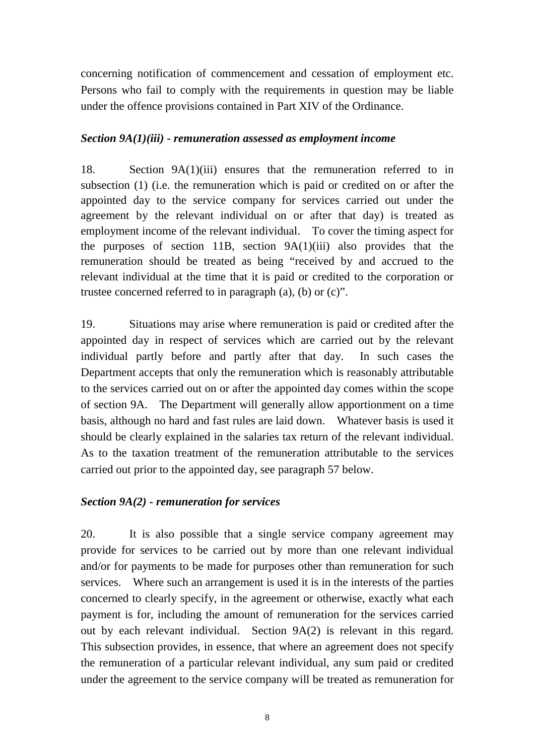concerning notification of commencement and cessation of employment etc. Persons who fail to comply with the requirements in question may be liable under the offence provisions contained in Part XIV of the Ordinance.

### *Section 9A(1)(iii) - remuneration assessed as employment income*

18. Section 9A(1)(iii) ensures that the remuneration referred to in subsection (1) (i.e. the remuneration which is paid or credited on or after the appointed day to the service company for services carried out under the agreement by the relevant individual on or after that day) is treated as employment income of the relevant individual. To cover the timing aspect for the purposes of section 11B, section 9A(1)(iii) also provides that the remuneration should be treated as being "received by and accrued to the relevant individual at the time that it is paid or credited to the corporation or trustee concerned referred to in paragraph (a), (b) or (c)".

19. Situations may arise where remuneration is paid or credited after the appointed day in respect of services which are carried out by the relevant individual partly before and partly after that day. In such cases the Department accepts that only the remuneration which is reasonably attributable to the services carried out on or after the appointed day comes within the scope of section 9A. The Department will generally allow apportionment on a time basis, although no hard and fast rules are laid down. Whatever basis is used it should be clearly explained in the salaries tax return of the relevant individual. As to the taxation treatment of the remuneration attributable to the services carried out prior to the appointed day, see paragraph 57 below.

### *Section 9A(2) - remuneration for services*

20. It is also possible that a single service company agreement may provide for services to be carried out by more than one relevant individual and/or for payments to be made for purposes other than remuneration for such services. Where such an arrangement is used it is in the interests of the parties concerned to clearly specify, in the agreement or otherwise, exactly what each payment is for, including the amount of remuneration for the services carried out by each relevant individual. Section 9A(2) is relevant in this regard. This subsection provides, in essence, that where an agreement does not specify the remuneration of a particular relevant individual, any sum paid or credited under the agreement to the service company will be treated as remuneration for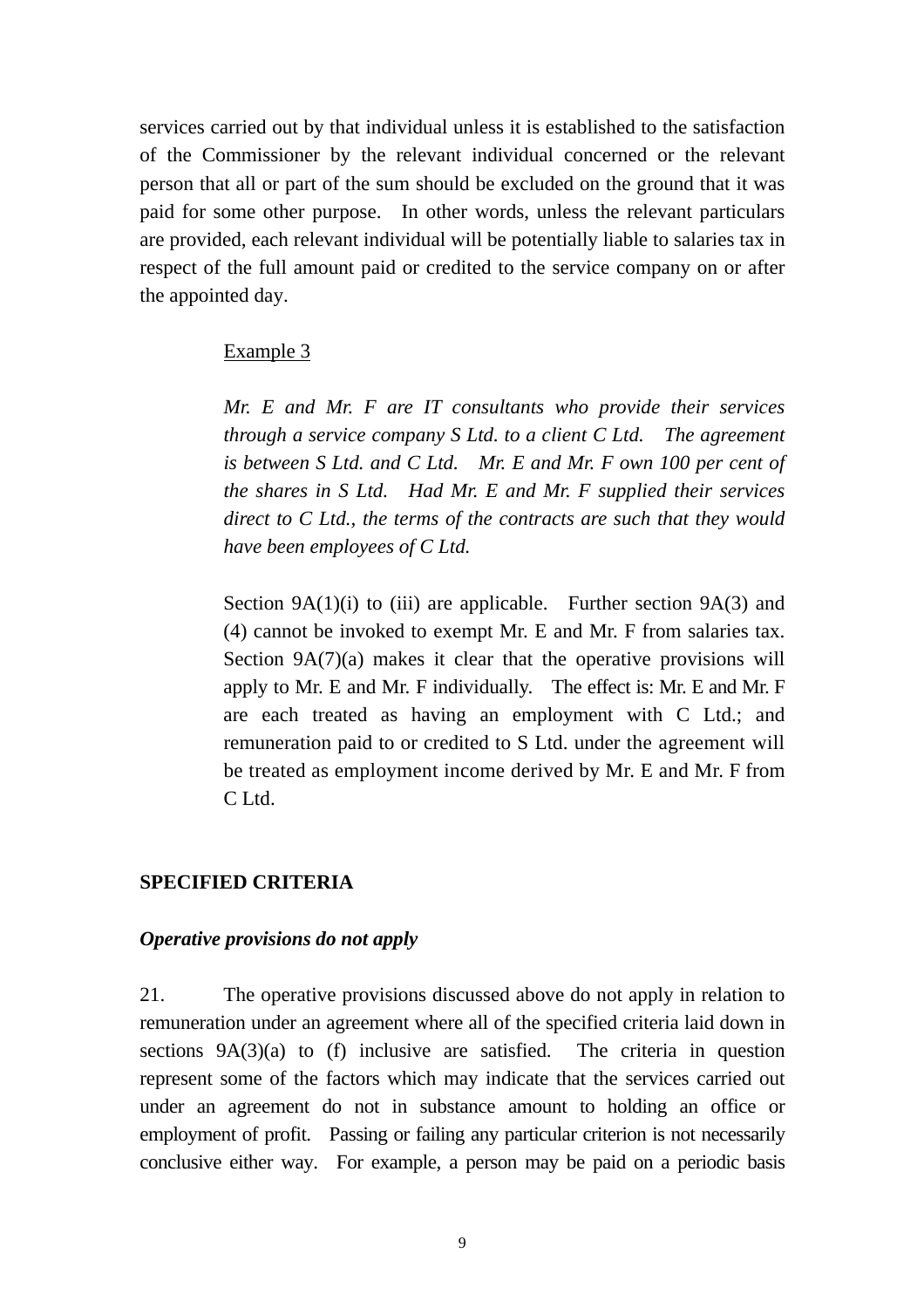services carried out by that individual unless it is established to the satisfaction of the Commissioner by the relevant individual concerned or the relevant person that all or part of the sum should be excluded on the ground that it was paid for some other purpose. In other words, unless the relevant particulars are provided, each relevant individual will be potentially liable to salaries tax in respect of the full amount paid or credited to the service company on or after the appointed day.

> Example 3
>
> *Mr. E and Mr. F are IT consultants who provide their services through a service company S Ltd. to a client C Ltd. The agreement is between S Ltd. and C Ltd. Mr. E and Mr. F own 100 per cent of the shares in S Ltd. Had Mr. E and Mr. F supplied their services direct to C Ltd., the terms of the contracts are such that they would have been employees of C Ltd.*
>
> Section 9A(1)(i) to (iii) are applicable. Further section 9A(3) and (4) cannot be invoked to exempt Mr. E and Mr. F from salaries tax. Section 9A(7)(a) makes it clear that the operative provisions will apply to Mr. E and Mr. F individually. The effect is: Mr. E and Mr. F are each treated as having an employment with C Ltd.; and remuneration paid to or credited to S Ltd. under the agreement will be treated as employment income derived by Mr. E and Mr. F from C Ltd.

## SPECIFIED CRITERIA

### *Operative provisions do not apply*

21. The operative provisions discussed above do not apply in relation to remuneration under an agreement where all of the specified criteria laid down in sections 9A(3)(a) to (f) inclusive are satisfied. The criteria in question represent some of the factors which may indicate that the services carried out under an agreement do not in substance amount to holding an office or employment of profit. Passing or failing any particular criterion is not necessarily conclusive either way. For example, a person may be paid on a periodic basis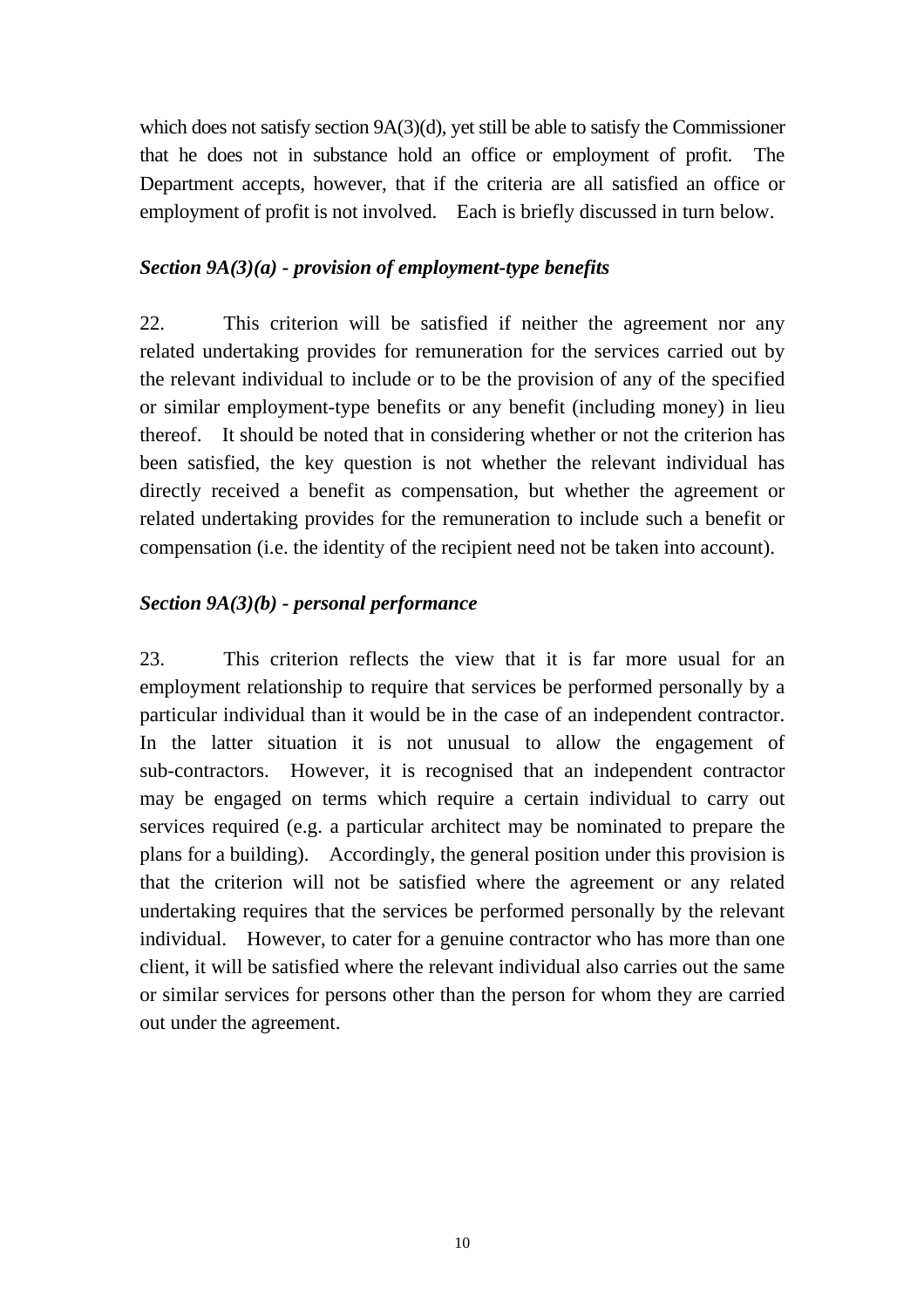which does not satisfy section 9A(3)(d), yet still be able to satisfy the Commissioner that he does not in substance hold an office or employment of profit. The Department accepts, however, that if the criteria are all satisfied an office or employment of profit is not involved. Each is briefly discussed in turn below.

***Section 9A(3)(a) - provision of employment-type benefits***

22. This criterion will be satisfied if neither the agreement nor any related undertaking provides for remuneration for the services carried out by the relevant individual to include or to be the provision of any of the specified or similar employment-type benefits or any benefit (including money) in lieu thereof. It should be noted that in considering whether or not the criterion has been satisfied, the key question is not whether the relevant individual has directly received a benefit as compensation, but whether the agreement or related undertaking provides for the remuneration to include such a benefit or compensation (i.e. the identity of the recipient need not be taken into account).

***Section 9A(3)(b) - personal performance***

23. This criterion reflects the view that it is far more usual for an employment relationship to require that services be performed personally by a particular individual than it would be in the case of an independent contractor. In the latter situation it is not unusual to allow the engagement of sub-contractors. However, it is recognised that an independent contractor may be engaged on terms which require a certain individual to carry out services required (e.g. a particular architect may be nominated to prepare the plans for a building). Accordingly, the general position under this provision is that the criterion will not be satisfied where the agreement or any related undertaking requires that the services be performed personally by the relevant individual. However, to cater for a genuine contractor who has more than one client, it will be satisfied where the relevant individual also carries out the same or similar services for persons other than the person for whom they are carried out under the agreement.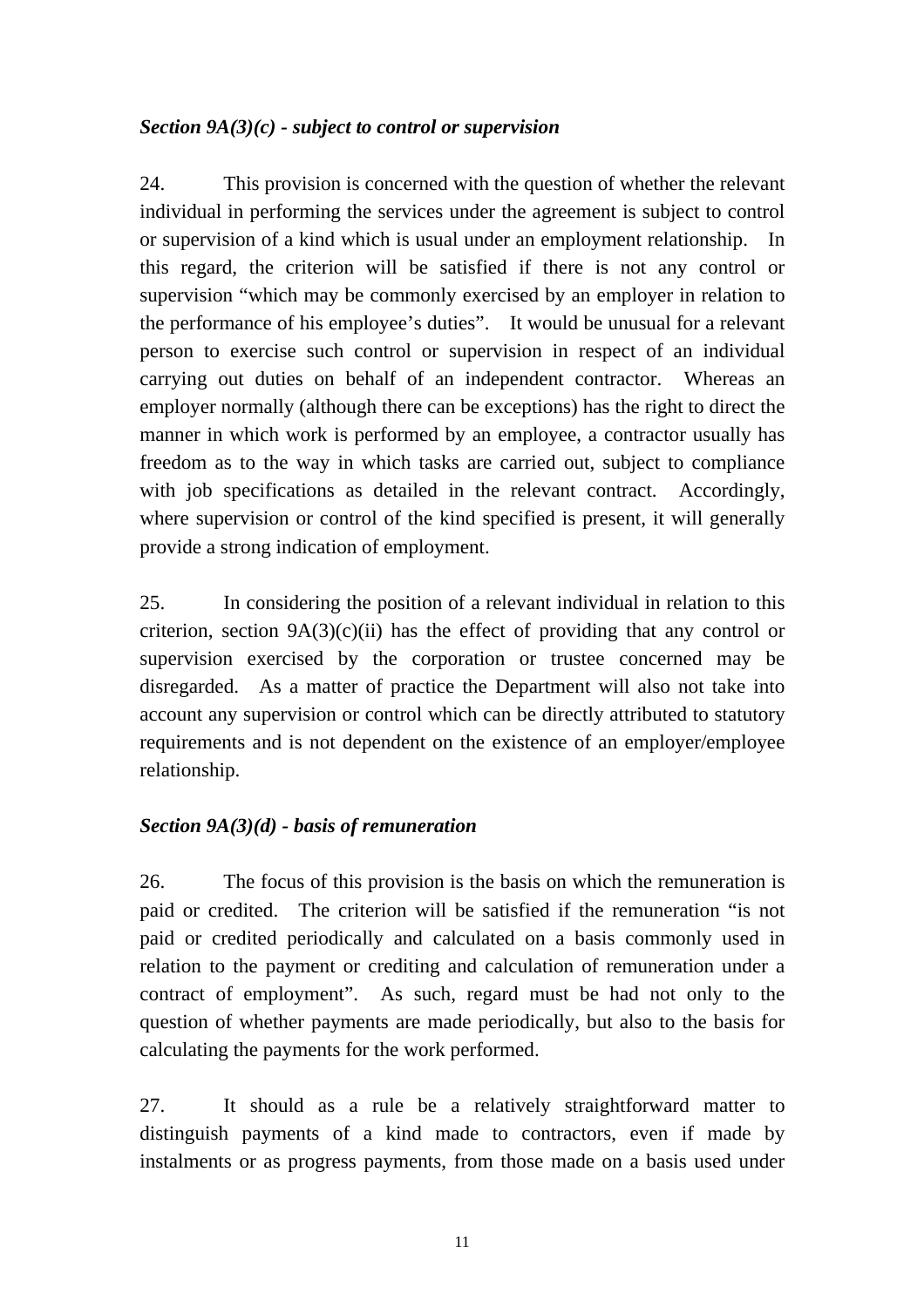***Section 9A(3)(c) - subject to control or supervision***

24. This provision is concerned with the question of whether the relevant individual in performing the services under the agreement is subject to control or supervision of a kind which is usual under an employment relationship. In this regard, the criterion will be satisfied if there is not any control or supervision "which may be commonly exercised by an employer in relation to the performance of his employee's duties". It would be unusual for a relevant person to exercise such control or supervision in respect of an individual carrying out duties on behalf of an independent contractor. Whereas an employer normally (although there can be exceptions) has the right to direct the manner in which work is performed by an employee, a contractor usually has freedom as to the way in which tasks are carried out, subject to compliance with job specifications as detailed in the relevant contract. Accordingly, where supervision or control of the kind specified is present, it will generally provide a strong indication of employment.

25. In considering the position of a relevant individual in relation to this criterion, section 9A(3)(c)(ii) has the effect of providing that any control or supervision exercised by the corporation or trustee concerned may be disregarded. As a matter of practice the Department will also not take into account any supervision or control which can be directly attributed to statutory requirements and is not dependent on the existence of an employer/employee relationship.

***Section 9A(3)(d) - basis of remuneration***

26. The focus of this provision is the basis on which the remuneration is paid or credited. The criterion will be satisfied if the remuneration "is not paid or credited periodically and calculated on a basis commonly used in relation to the payment or crediting and calculation of remuneration under a contract of employment". As such, regard must be had not only to the question of whether payments are made periodically, but also to the basis for calculating the payments for the work performed.

27. It should as a rule be a relatively straightforward matter to distinguish payments of a kind made to contractors, even if made by instalments or as progress payments, from those made on a basis used under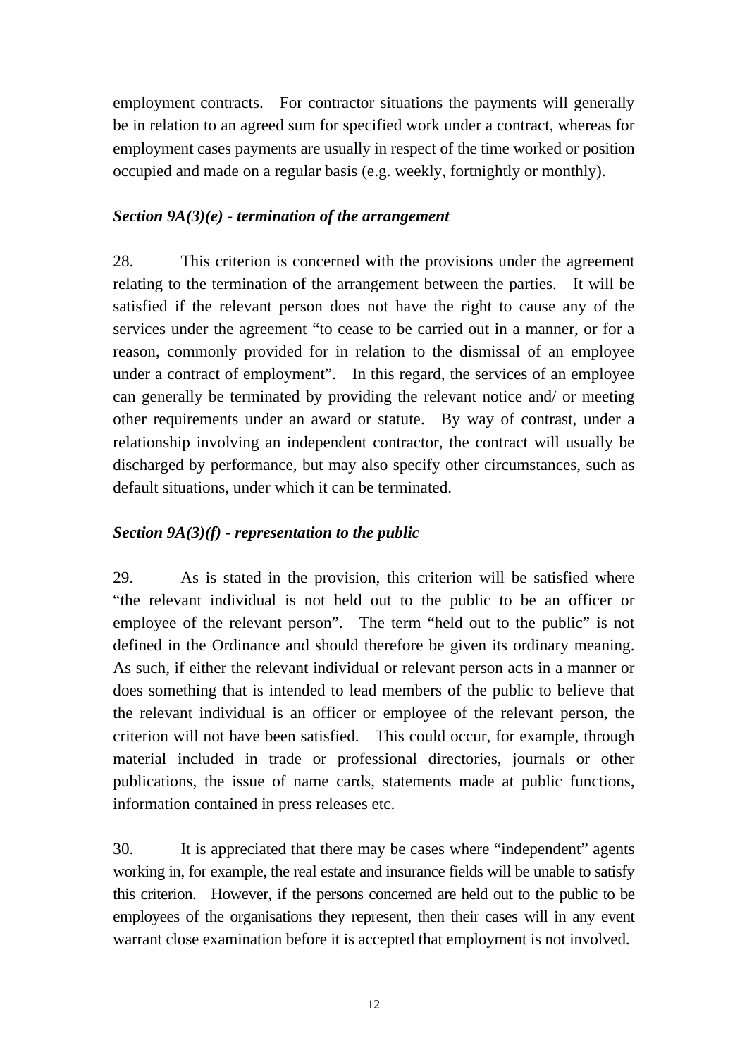employment contracts. For contractor situations the payments will generally be in relation to an agreed sum for specified work under a contract, whereas for employment cases payments are usually in respect of the time worked or position occupied and made on a regular basis (e.g. weekly, fortnightly or monthly).

***Section 9A(3)(e) - termination of the arrangement***

28. This criterion is concerned with the provisions under the agreement relating to the termination of the arrangement between the parties. It will be satisfied if the relevant person does not have the right to cause any of the services under the agreement "to cease to be carried out in a manner, or for a reason, commonly provided for in relation to the dismissal of an employee under a contract of employment". In this regard, the services of an employee can generally be terminated by providing the relevant notice and/ or meeting other requirements under an award or statute. By way of contrast, under a relationship involving an independent contractor, the contract will usually be discharged by performance, but may also specify other circumstances, such as default situations, under which it can be terminated.

***Section 9A(3)(f) - representation to the public***

29. As is stated in the provision, this criterion will be satisfied where "the relevant individual is not held out to the public to be an officer or employee of the relevant person". The term "held out to the public" is not defined in the Ordinance and should therefore be given its ordinary meaning. As such, if either the relevant individual or relevant person acts in a manner or does something that is intended to lead members of the public to believe that the relevant individual is an officer or employee of the relevant person, the criterion will not have been satisfied. This could occur, for example, through material included in trade or professional directories, journals or other publications, the issue of name cards, statements made at public functions, information contained in press releases etc.

30. It is appreciated that there may be cases where "independent" agents working in, for example, the real estate and insurance fields will be unable to satisfy this criterion. However, if the persons concerned are held out to the public to be employees of the organisations they represent, then their cases will in any event warrant close examination before it is accepted that employment is not involved.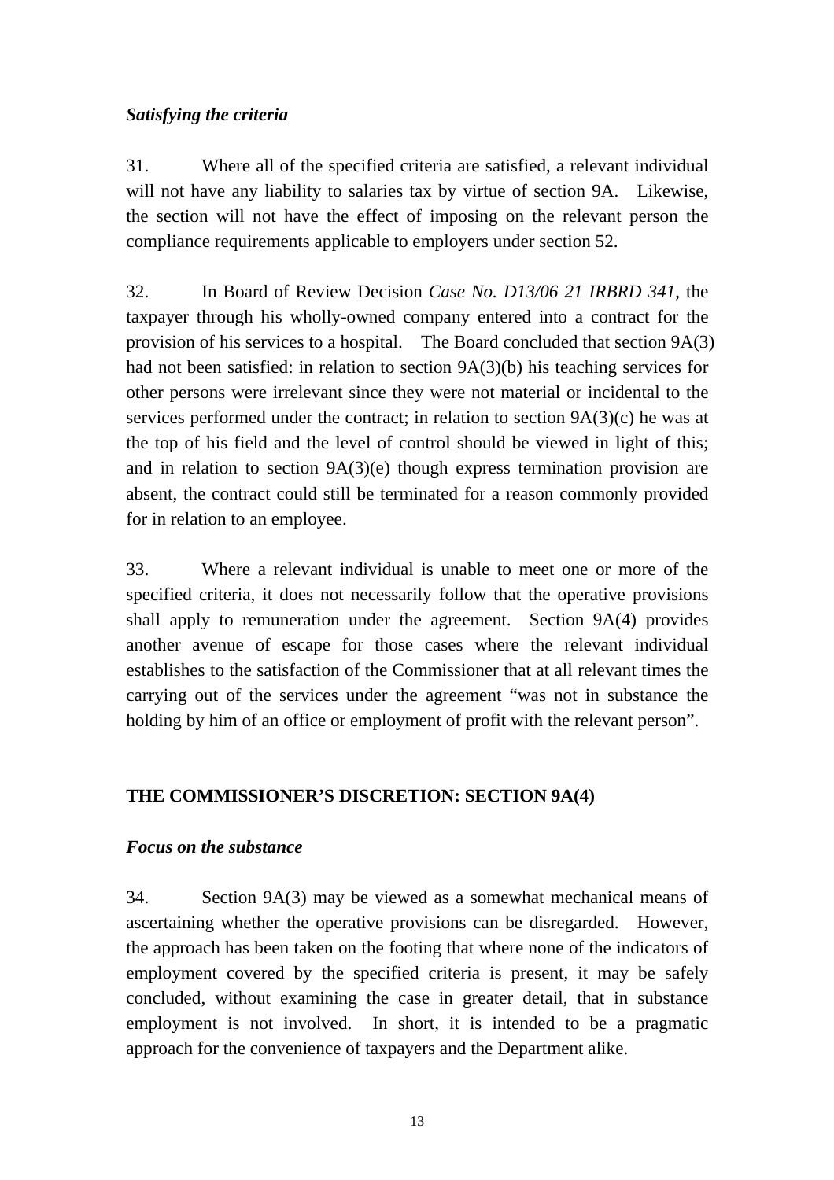*Satisfying the criteria*

31. Where all of the specified criteria are satisfied, a relevant individual will not have any liability to salaries tax by virtue of section 9A. Likewise, the section will not have the effect of imposing on the relevant person the compliance requirements applicable to employers under section 52.

32. In Board of Review Decision *Case No. D13/06 21 IRBRD 341*, the taxpayer through his wholly-owned company entered into a contract for the provision of his services to a hospital. The Board concluded that section 9A(3) had not been satisfied: in relation to section 9A(3)(b) his teaching services for other persons were irrelevant since they were not material or incidental to the services performed under the contract; in relation to section 9A(3)(c) he was at the top of his field and the level of control should be viewed in light of this; and in relation to section 9A(3)(e) though express termination provision are absent, the contract could still be terminated for a reason commonly provided for in relation to an employee.

33. Where a relevant individual is unable to meet one or more of the specified criteria, it does not necessarily follow that the operative provisions shall apply to remuneration under the agreement. Section 9A(4) provides another avenue of escape for those cases where the relevant individual establishes to the satisfaction of the Commissioner that at all relevant times the carrying out of the services under the agreement "was not in substance the holding by him of an office or employment of profit with the relevant person".

## THE COMMISSIONER'S DISCRETION: SECTION 9A(4)

*Focus on the substance*

34. Section 9A(3) may be viewed as a somewhat mechanical means of ascertaining whether the operative provisions can be disregarded. However, the approach has been taken on the footing that where none of the indicators of employment covered by the specified criteria is present, it may be safely concluded, without examining the case in greater detail, that in substance employment is not involved. In short, it is intended to be a pragmatic approach for the convenience of taxpayers and the Department alike.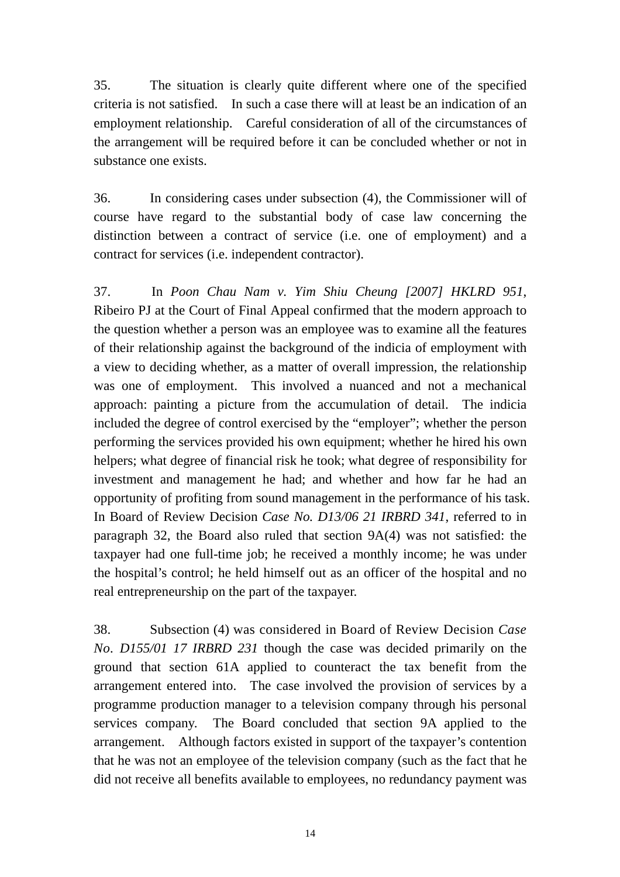35. The situation is clearly quite different where one of the specified criteria is not satisfied. In such a case there will at least be an indication of an employment relationship. Careful consideration of all of the circumstances of the arrangement will be required before it can be concluded whether or not in substance one exists.

36. In considering cases under subsection (4), the Commissioner will of course have regard to the substantial body of case law concerning the distinction between a contract of service (i.e. one of employment) and a contract for services (i.e. independent contractor).

37. In *Poon Chau Nam v. Yim Shiu Cheung [2007] HKLRD 951*, Ribeiro PJ at the Court of Final Appeal confirmed that the modern approach to the question whether a person was an employee was to examine all the features of their relationship against the background of the indicia of employment with a view to deciding whether, as a matter of overall impression, the relationship was one of employment. This involved a nuanced and not a mechanical approach: painting a picture from the accumulation of detail. The indicia included the degree of control exercised by the "employer"; whether the person performing the services provided his own equipment; whether he hired his own helpers; what degree of financial risk he took; what degree of responsibility for investment and management he had; and whether and how far he had an opportunity of profiting from sound management in the performance of his task. In Board of Review Decision *Case No. D13/06 21 IRBRD 341*, referred to in paragraph 32, the Board also ruled that section 9A(4) was not satisfied: the taxpayer had one full-time job; he received a monthly income; he was under the hospital's control; he held himself out as an officer of the hospital and no real entrepreneurship on the part of the taxpayer.

38. Subsection (4) was considered in Board of Review Decision *Case No. D155/01 17 IRBRD 231* though the case was decided primarily on the ground that section 61A applied to counteract the tax benefit from the arrangement entered into. The case involved the provision of services by a programme production manager to a television company through his personal services company. The Board concluded that section 9A applied to the arrangement. Although factors existed in support of the taxpayer's contention that he was not an employee of the television company (such as the fact that he did not receive all benefits available to employees, no redundancy payment was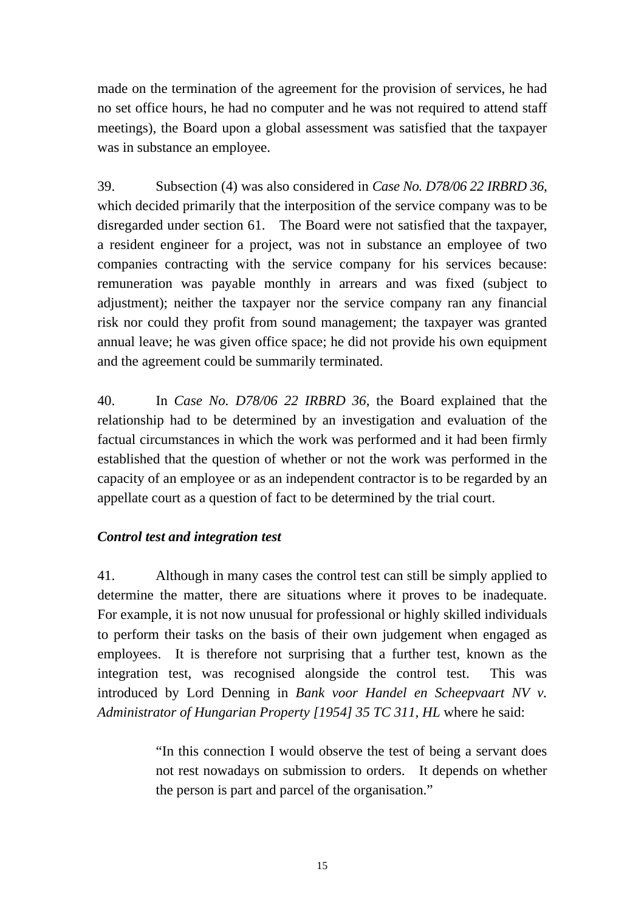made on the termination of the agreement for the provision of services, he had no set office hours, he had no computer and he was not required to attend staff meetings), the Board upon a global assessment was satisfied that the taxpayer was in substance an employee.

39. Subsection (4) was also considered in *Case No. D78/06 22 IRBRD 36*, which decided primarily that the interposition of the service company was to be disregarded under section 61. The Board were not satisfied that the taxpayer, a resident engineer for a project, was not in substance an employee of two companies contracting with the service company for his services because: remuneration was payable monthly in arrears and was fixed (subject to adjustment); neither the taxpayer nor the service company ran any financial risk nor could they profit from sound management; the taxpayer was granted annual leave; he was given office space; he did not provide his own equipment and the agreement could be summarily terminated.

40. In *Case No. D78/06 22 IRBRD 36*, the Board explained that the relationship had to be determined by an investigation and evaluation of the factual circumstances in which the work was performed and it had been firmly established that the question of whether or not the work was performed in the capacity of an employee or as an independent contractor is to be regarded by an appellate court as a question of fact to be determined by the trial court.

***Control test and integration test***

41. Although in many cases the control test can still be simply applied to determine the matter, there are situations where it proves to be inadequate. For example, it is not now unusual for professional or highly skilled individuals to perform their tasks on the basis of their own judgement when engaged as employees. It is therefore not surprising that a further test, known as the integration test, was recognised alongside the control test. This was introduced by Lord Denning in *Bank voor Handel en Scheepvaart NV v. Administrator of Hungarian Property [1954] 35 TC 311, HL* where he said:

> "In this connection I would observe the test of being a servant does not rest nowadays on submission to orders. It depends on whether the person is part and parcel of the organisation."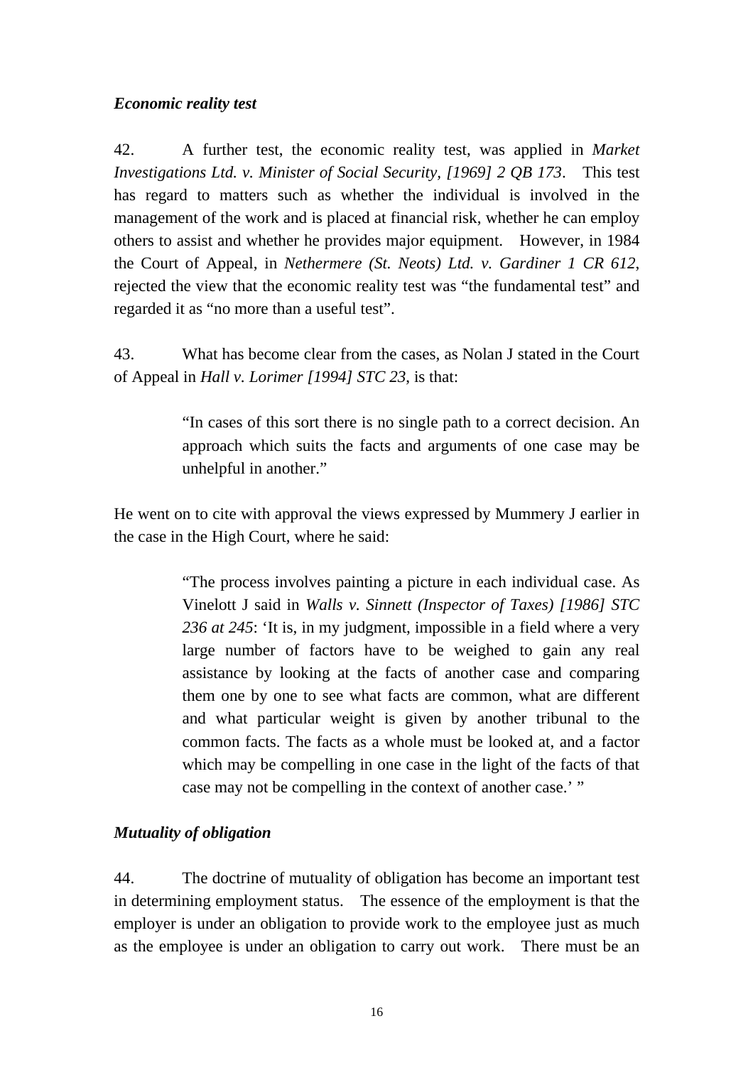### *Economic reality test*

42. A further test, the economic reality test, was applied in *Market Investigations Ltd. v. Minister of Social Security, [1969] 2 QB 173*. This test has regard to matters such as whether the individual is involved in the management of the work and is placed at financial risk, whether he can employ others to assist and whether he provides major equipment. However, in 1984 the Court of Appeal, in *Nethermere (St. Neots) Ltd. v. Gardiner 1 CR 612*, rejected the view that the economic reality test was "the fundamental test" and regarded it as "no more than a useful test".

43. What has become clear from the cases, as Nolan J stated in the Court of Appeal in *Hall v. Lorimer [1994] STC 23*, is that:

> "In cases of this sort there is no single path to a correct decision. An approach which suits the facts and arguments of one case may be unhelpful in another."

He went on to cite with approval the views expressed by Mummery J earlier in the case in the High Court, where he said:

> "The process involves painting a picture in each individual case. As Vinelott J said in *Walls v. Sinnett (Inspector of Taxes) [1986] STC 236 at 245*: 'It is, in my judgment, impossible in a field where a very large number of factors have to be weighed to gain any real assistance by looking at the facts of another case and comparing them one by one to see what facts are common, what are different and what particular weight is given by another tribunal to the common facts. The facts as a whole must be looked at, and a factor which may be compelling in one case in the light of the facts of that case may not be compelling in the context of another case.' "

### *Mutuality of obligation*

44. The doctrine of mutuality of obligation has become an important test in determining employment status. The essence of the employment is that the employer is under an obligation to provide work to the employee just as much as the employee is under an obligation to carry out work. There must be an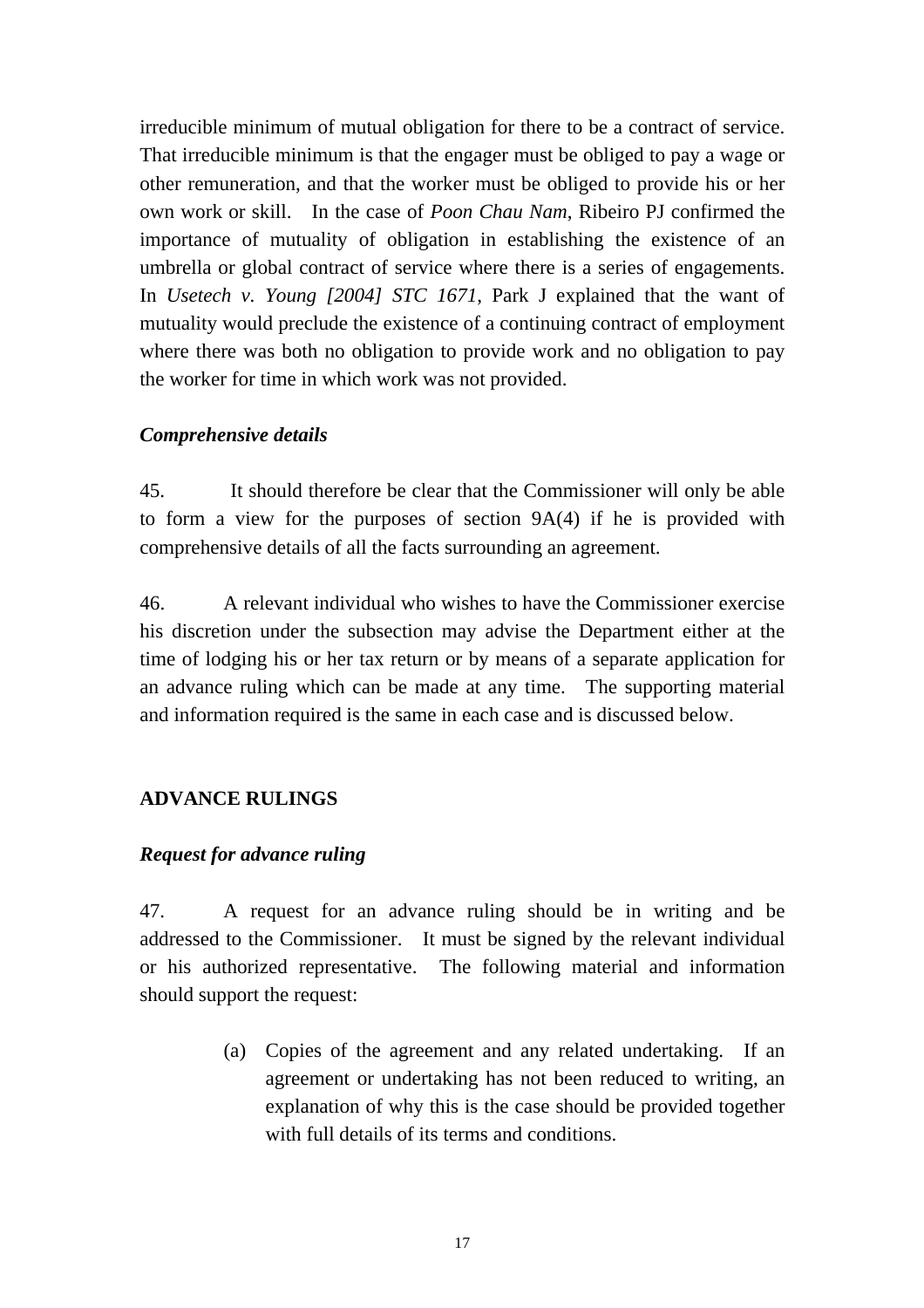irreducible minimum of mutual obligation for there to be a contract of service. That irreducible minimum is that the engager must be obliged to pay a wage or other remuneration, and that the worker must be obliged to provide his or her own work or skill. In the case of *Poon Chau Nam*, Ribeiro PJ confirmed the importance of mutuality of obligation in establishing the existence of an umbrella or global contract of service where there is a series of engagements. In *Usetech v. Young [2004] STC 1671*, Park J explained that the want of mutuality would preclude the existence of a continuing contract of employment where there was both no obligation to provide work and no obligation to pay the worker for time in which work was not provided.

### *Comprehensive details*

45. It should therefore be clear that the Commissioner will only be able to form a view for the purposes of section 9A(4) if he is provided with comprehensive details of all the facts surrounding an agreement.

46. A relevant individual who wishes to have the Commissioner exercise his discretion under the subsection may advise the Department either at the time of lodging his or her tax return or by means of a separate application for an advance ruling which can be made at any time. The supporting material and information required is the same in each case and is discussed below.

## ADVANCE RULINGS

### *Request for advance ruling*

47. A request for an advance ruling should be in writing and be addressed to the Commissioner. It must be signed by the relevant individual or his authorized representative. The following material and information should support the request:

(a) Copies of the agreement and any related undertaking. If an agreement or undertaking has not been reduced to writing, an explanation of why this is the case should be provided together with full details of its terms and conditions.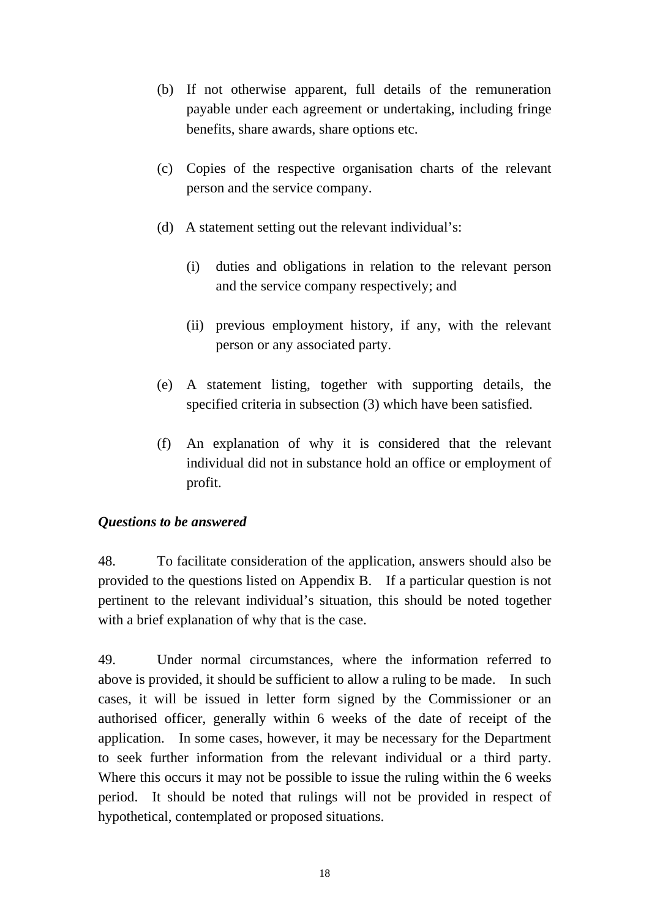(b) If not otherwise apparent, full details of the remuneration payable under each agreement or undertaking, including fringe benefits, share awards, share options etc.

(c) Copies of the respective organisation charts of the relevant person and the service company.

(d) A statement setting out the relevant individual's:

   (i) duties and obligations in relation to the relevant person and the service company respectively; and

   (ii) previous employment history, if any, with the relevant person or any associated party.

(e) A statement listing, together with supporting details, the specified criteria in subsection (3) which have been satisfied.

(f) An explanation of why it is considered that the relevant individual did not in substance hold an office or employment of profit.

***Questions to be answered***

48. To facilitate consideration of the application, answers should also be provided to the questions listed on Appendix B. If a particular question is not pertinent to the relevant individual's situation, this should be noted together with a brief explanation of why that is the case.

49. Under normal circumstances, where the information referred to above is provided, it should be sufficient to allow a ruling to be made. In such cases, it will be issued in letter form signed by the Commissioner or an authorised officer, generally within 6 weeks of the date of receipt of the application. In some cases, however, it may be necessary for the Department to seek further information from the relevant individual or a third party. Where this occurs it may not be possible to issue the ruling within the 6 weeks period. It should be noted that rulings will not be provided in respect of hypothetical, contemplated or proposed situations.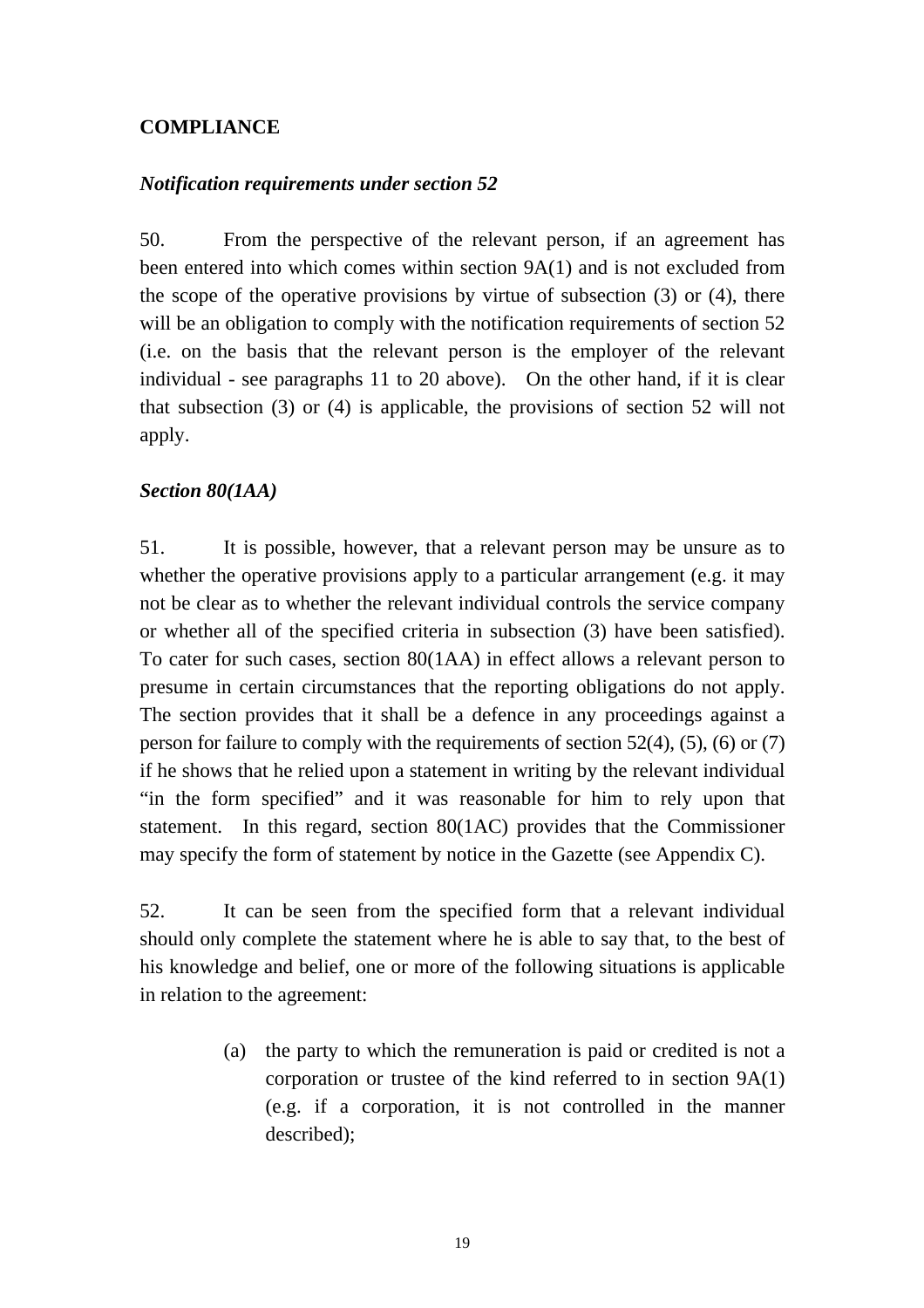**COMPLIANCE**

***Notification requirements under section 52***

50. From the perspective of the relevant person, if an agreement has been entered into which comes within section 9A(1) and is not excluded from the scope of the operative provisions by virtue of subsection (3) or (4), there will be an obligation to comply with the notification requirements of section 52 (i.e. on the basis that the relevant person is the employer of the relevant individual - see paragraphs 11 to 20 above). On the other hand, if it is clear that subsection (3) or (4) is applicable, the provisions of section 52 will not apply.

***Section 80(1AA)***

51. It is possible, however, that a relevant person may be unsure as to whether the operative provisions apply to a particular arrangement (e.g. it may not be clear as to whether the relevant individual controls the service company or whether all of the specified criteria in subsection (3) have been satisfied). To cater for such cases, section 80(1AA) in effect allows a relevant person to presume in certain circumstances that the reporting obligations do not apply. The section provides that it shall be a defence in any proceedings against a person for failure to comply with the requirements of section 52(4), (5), (6) or (7) if he shows that he relied upon a statement in writing by the relevant individual "in the form specified" and it was reasonable for him to rely upon that statement. In this regard, section 80(1AC) provides that the Commissioner may specify the form of statement by notice in the Gazette (see Appendix C).

52. It can be seen from the specified form that a relevant individual should only complete the statement where he is able to say that, to the best of his knowledge and belief, one or more of the following situations is applicable in relation to the agreement:

(a) the party to which the remuneration is paid or credited is not a corporation or trustee of the kind referred to in section 9A(1) (e.g. if a corporation, it is not controlled in the manner described);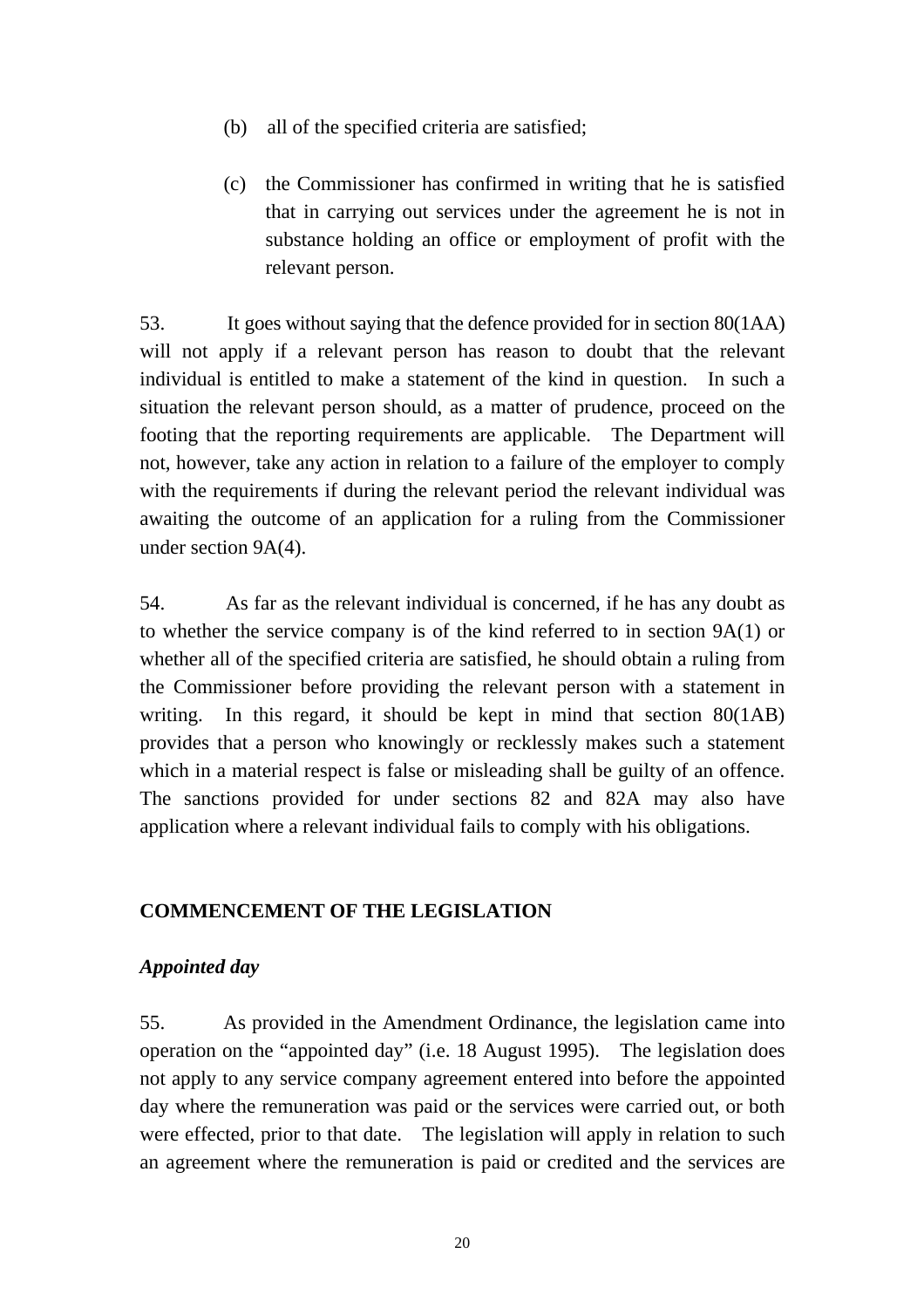(b) all of the specified criteria are satisfied;

(c) the Commissioner has confirmed in writing that he is satisfied that in carrying out services under the agreement he is not in substance holding an office or employment of profit with the relevant person.

53. It goes without saying that the defence provided for in section 80(1AA) will not apply if a relevant person has reason to doubt that the relevant individual is entitled to make a statement of the kind in question. In such a situation the relevant person should, as a matter of prudence, proceed on the footing that the reporting requirements are applicable. The Department will not, however, take any action in relation to a failure of the employer to comply with the requirements if during the relevant period the relevant individual was awaiting the outcome of an application for a ruling from the Commissioner under section 9A(4).

54. As far as the relevant individual is concerned, if he has any doubt as to whether the service company is of the kind referred to in section 9A(1) or whether all of the specified criteria are satisfied, he should obtain a ruling from the Commissioner before providing the relevant person with a statement in writing. In this regard, it should be kept in mind that section 80(1AB) provides that a person who knowingly or recklessly makes such a statement which in a material respect is false or misleading shall be guilty of an offence. The sanctions provided for under sections 82 and 82A may also have application where a relevant individual fails to comply with his obligations.

## COMMENCEMENT OF THE LEGISLATION

### *Appointed day*

55. As provided in the Amendment Ordinance, the legislation came into operation on the "appointed day" (i.e. 18 August 1995). The legislation does not apply to any service company agreement entered into before the appointed day where the remuneration was paid or the services were carried out, or both were effected, prior to that date. The legislation will apply in relation to such an agreement where the remuneration is paid or credited and the services are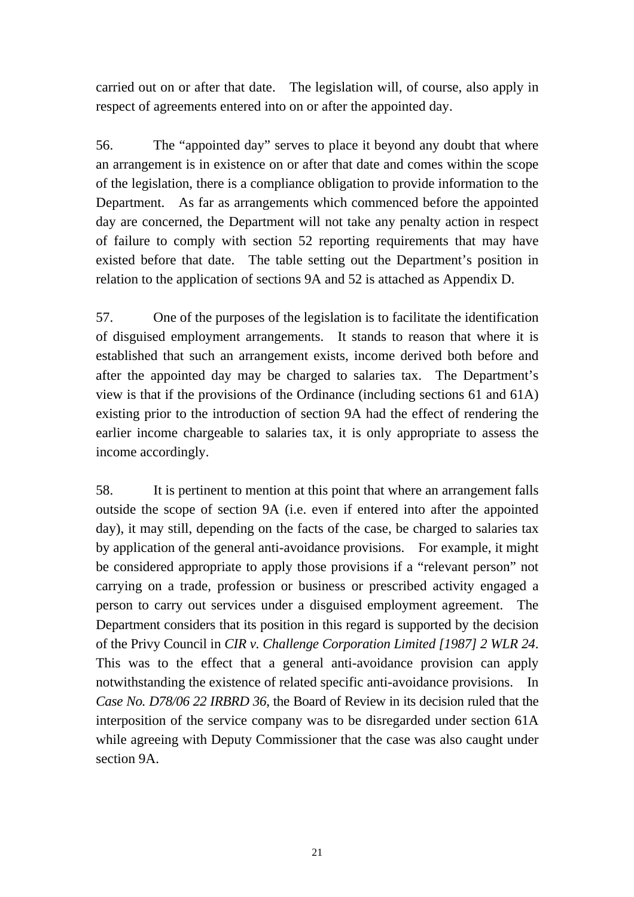carried out on or after that date. The legislation will, of course, also apply in respect of agreements entered into on or after the appointed day.

56. The "appointed day" serves to place it beyond any doubt that where an arrangement is in existence on or after that date and comes within the scope of the legislation, there is a compliance obligation to provide information to the Department. As far as arrangements which commenced before the appointed day are concerned, the Department will not take any penalty action in respect of failure to comply with section 52 reporting requirements that may have existed before that date. The table setting out the Department's position in relation to the application of sections 9A and 52 is attached as Appendix D.

57. One of the purposes of the legislation is to facilitate the identification of disguised employment arrangements. It stands to reason that where it is established that such an arrangement exists, income derived both before and after the appointed day may be charged to salaries tax. The Department's view is that if the provisions of the Ordinance (including sections 61 and 61A) existing prior to the introduction of section 9A had the effect of rendering the earlier income chargeable to salaries tax, it is only appropriate to assess the income accordingly.

58. It is pertinent to mention at this point that where an arrangement falls outside the scope of section 9A (i.e. even if entered into after the appointed day), it may still, depending on the facts of the case, be charged to salaries tax by application of the general anti-avoidance provisions. For example, it might be considered appropriate to apply those provisions if a "relevant person" not carrying on a trade, profession or business or prescribed activity engaged a person to carry out services under a disguised employment agreement. The Department considers that its position in this regard is supported by the decision of the Privy Council in *CIR v. Challenge Corporation Limited [1987] 2 WLR 24*. This was to the effect that a general anti-avoidance provision can apply notwithstanding the existence of related specific anti-avoidance provisions. In *Case No. D78/06 22 IRBRD 36*, the Board of Review in its decision ruled that the interposition of the service company was to be disregarded under section 61A while agreeing with Deputy Commissioner that the case was also caught under section 9A.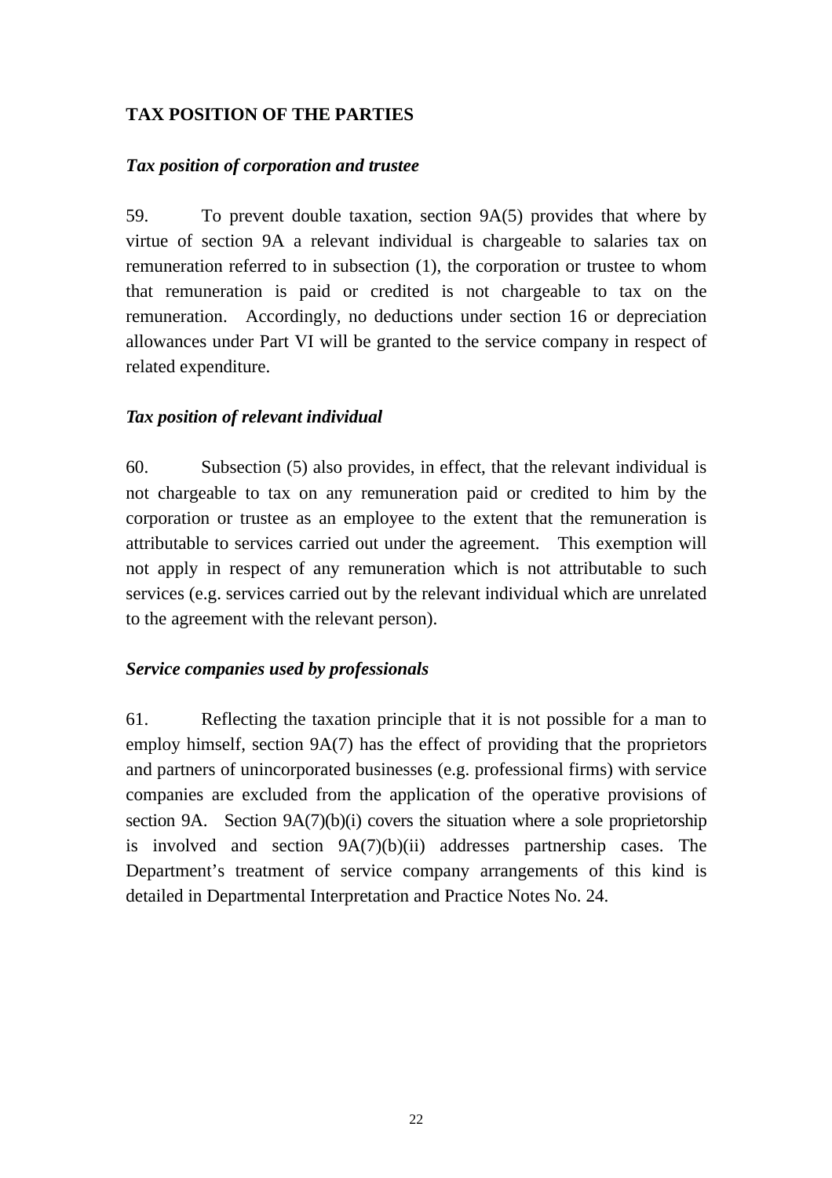## TAX POSITION OF THE PARTIES

### *Tax position of corporation and trustee*

59. To prevent double taxation, section 9A(5) provides that where by virtue of section 9A a relevant individual is chargeable to salaries tax on remuneration referred to in subsection (1), the corporation or trustee to whom that remuneration is paid or credited is not chargeable to tax on the remuneration. Accordingly, no deductions under section 16 or depreciation allowances under Part VI will be granted to the service company in respect of related expenditure.

### *Tax position of relevant individual*

60. Subsection (5) also provides, in effect, that the relevant individual is not chargeable to tax on any remuneration paid or credited to him by the corporation or trustee as an employee to the extent that the remuneration is attributable to services carried out under the agreement. This exemption will not apply in respect of any remuneration which is not attributable to such services (e.g. services carried out by the relevant individual which are unrelated to the agreement with the relevant person).

### *Service companies used by professionals*

61. Reflecting the taxation principle that it is not possible for a man to employ himself, section 9A(7) has the effect of providing that the proprietors and partners of unincorporated businesses (e.g. professional firms) with service companies are excluded from the application of the operative provisions of section 9A. Section 9A(7)(b)(i) covers the situation where a sole proprietorship is involved and section 9A(7)(b)(ii) addresses partnership cases. The Department's treatment of service company arrangements of this kind is detailed in Departmental Interpretation and Practice Notes No. 24.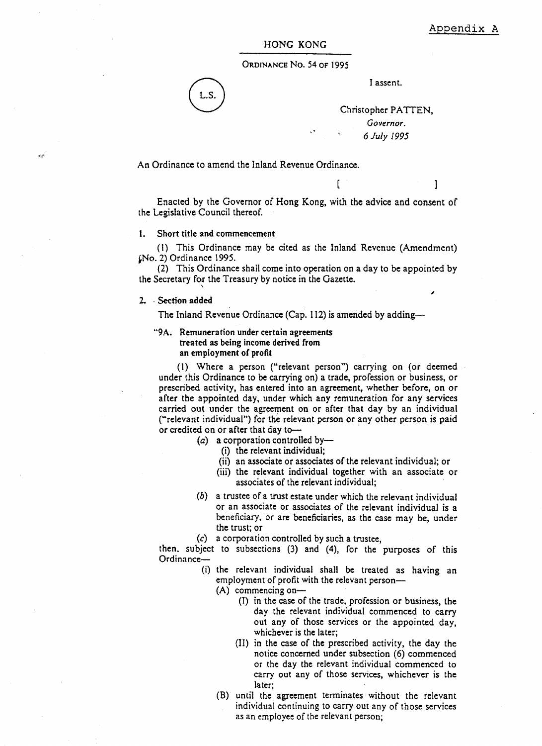Appendix A

HONG KONG

ORDINANCE No. 54 OF 1995

L.S.

I assent.

Christopher PATTEN,
*Governor.*
*6 July 1995*

An Ordinance to amend the Inland Revenue Ordinance.

[ ]

Enacted by the Governor of Hong Kong, with the advice and consent of the Legislative Council thereof.

**1. Short title and commencement**

(1) This Ordinance may be cited as the Inland Revenue (Amendment) (No. 2) Ordinance 1995.

(2) This Ordinance shall come into operation on a day to be appointed by the Secretary for the Treasury by notice in the Gazette.

**2. Section added**

The Inland Revenue Ordinance (Cap. 112) is amended by adding—

"**9A. Remuneration under certain agreements treated as being income derived from an employment of profit**

(1) Where a person ("relevant person") carrying on (or deemed under this Ordinance to be carrying on) a trade, profession or business, or prescribed activity, has entered into an agreement, whether before, on or after the appointed day, under which any remuneration for any services carried out under the agreement on or after that day by an individual ("relevant individual") for the relevant person or any other person is paid or credited on or after that day to—

- (*a*) a corporation controlled by—
  - (i) the relevant individual;
  - (ii) an associate or associates of the relevant individual; or
  - (iii) the relevant individual together with an associate or associates of the relevant individual;
- (*b*) a trustee of a trust estate under which the relevant individual or an associate or associates of the relevant individual is a beneficiary, or are beneficiaries, as the case may be, under the trust; or
- (*c*) a corporation controlled by such a trustee,

then, subject to subsections (3) and (4), for the purposes of this Ordinance—

- (i) the relevant individual shall be treated as having an employment of profit with the relevant person—
  - (A) commencing on—
    - (I) in the case of the trade, profession or business, the day the relevant individual commenced to carry out any of those services or the appointed day, whichever is the later;
    - (II) in the case of the prescribed activity, the day the notice concerned under subsection (6) commenced or the day the relevant individual commenced to carry out any of those services, whichever is the later;
  - (B) until the agreement terminates without the relevant individual continuing to carry out any of those services as an employee of the relevant person;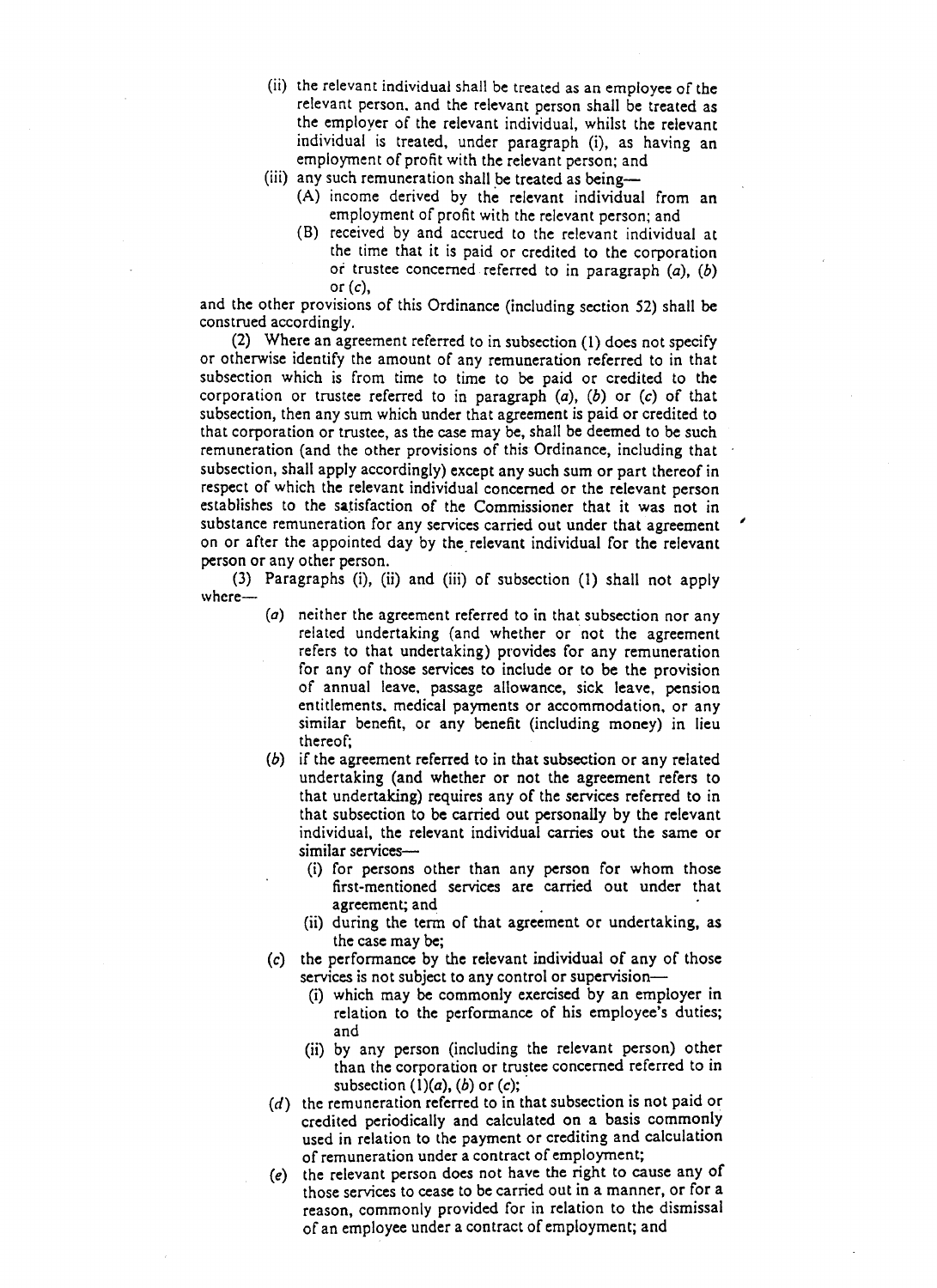(ii) the relevant individual shall be treated as an employee of the relevant person, and the relevant person shall be treated as the employer of the relevant individual, whilst the relevant individual is treated, under paragraph (i), as having an employment of profit with the relevant person; and

(iii) any such remuneration shall be treated as being—

(A) income derived by the relevant individual from an employment of profit with the relevant person; and

(B) received by and accrued to the relevant individual at the time that it is paid or credited to the corporation or trustee concerned referred to in paragraph (*a*), (*b*) or (*c*),

and the other provisions of this Ordinance (including section 52) shall be construed accordingly.

(2) Where an agreement referred to in subsection (1) does not specify or otherwise identify the amount of any remuneration referred to in that subsection which is from time to time to be paid or credited to the corporation or trustee referred to in paragraph (*a*), (*b*) or (*c*) of that subsection, then any sum which under that agreement is paid or credited to that corporation or trustee, as the case may be, shall be deemed to be such remuneration (and the other provisions of this Ordinance, including that subsection, shall apply accordingly) except any such sum or part thereof in respect of which the relevant individual concerned or the relevant person establishes to the satisfaction of the Commissioner that it was not in substance remuneration for any services carried out under that agreement on or after the appointed day by the relevant individual for the relevant person or any other person.

(3) Paragraphs (i), (ii) and (iii) of subsection (1) shall not apply where—

(*a*) neither the agreement referred to in that subsection nor any related undertaking (and whether or not the agreement refers to that undertaking) provides for any remuneration for any of those services to include or to be the provision of annual leave, passage allowance, sick leave, pension entitlements, medical payments or accommodation, or any similar benefit, or any benefit (including money) in lieu thereof;

(*b*) if the agreement referred to in that subsection or any related undertaking (and whether or not the agreement refers to that undertaking) requires any of the services referred to in that subsection to be carried out personally by the relevant individual, the relevant individual carries out the same or similar services—

(i) for persons other than any person for whom those first-mentioned services are carried out under that agreement; and

(ii) during the term of that agreement or undertaking, as the case may be;

(*c*) the performance by the relevant individual of any of those services is not subject to any control or supervision—

(i) which may be commonly exercised by an employer in relation to the performance of his employee's duties; and

(ii) by any person (including the relevant person) other than the corporation or trustee concerned referred to in subsection (1)(*a*), (*b*) or (*c*);

(*d*) the remuneration referred to in that subsection is not paid or credited periodically and calculated on a basis commonly used in relation to the payment or crediting and calculation of remuneration under a contract of employment;

(*e*) the relevant person does not have the right to cause any of those services to cease to be carried out in a manner, or for a reason, commonly provided for in relation to the dismissal of an employee under a contract of employment; and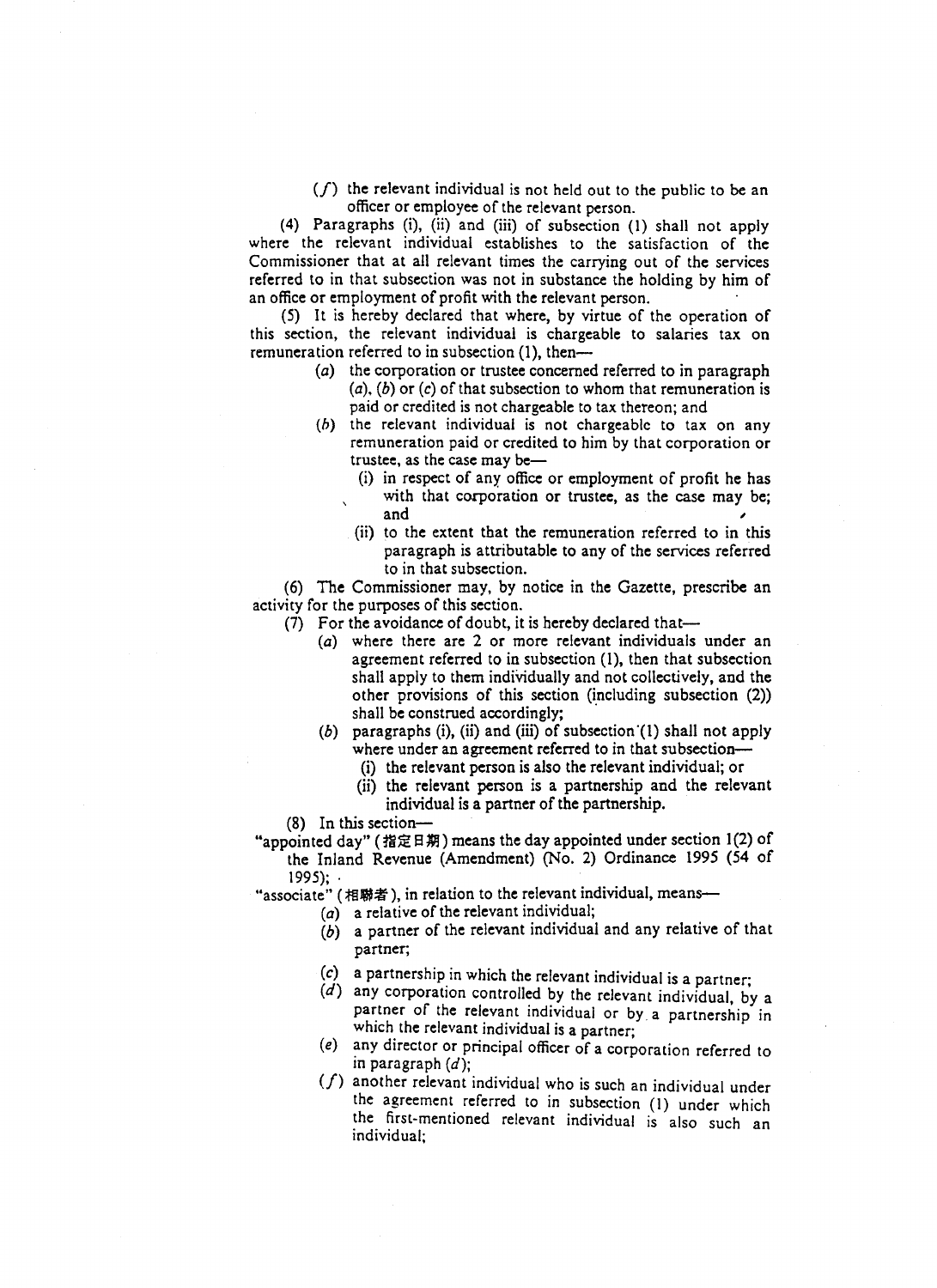(*f*) the relevant individual is not held out to the public to be an officer or employee of the relevant person.

(4) Paragraphs (i), (ii) and (iii) of subsection (1) shall not apply where the relevant individual establishes to the satisfaction of the Commissioner that at all relevant times the carrying out of the services referred to in that subsection was not in substance the holding by him of an office or employment of profit with the relevant person.

(5) It is hereby declared that where, by virtue of the operation of this section, the relevant individual is chargeable to salaries tax on remuneration referred to in subsection (1), then—

(*a*) the corporation or trustee concerned referred to in paragraph (*a*), (*b*) or (*c*) of that subsection to whom that remuneration is paid or credited is not chargeable to tax thereon; and

(*b*) the relevant individual is not chargeable to tax on any remuneration paid or credited to him by that corporation or trustee, as the case may be—

(i) in respect of any office or employment of profit he has with that corporation or trustee, as the case may be; and

(ii) to the extent that the remuneration referred to in this paragraph is attributable to any of the services referred to in that subsection.

(6) The Commissioner may, by notice in the Gazette, prescribe an activity for the purposes of this section.

(7) For the avoidance of doubt, it is hereby declared that—

(*a*) where there are 2 or more relevant individuals under an agreement referred to in subsection (1), then that subsection shall apply to them individually and not collectively, and the other provisions of this section (including subsection (2)) shall be construed accordingly;

(*b*) paragraphs (i), (ii) and (iii) of subsection (1) shall not apply where under an agreement referred to in that subsection—

(i) the relevant person is also the relevant individual; or

(ii) the relevant person is a partnership and the relevant individual is a partner of the partnership.

(8) In this section—

"appointed day" (指定日期) means the day appointed under section 1(2) of the Inland Revenue (Amendment) (No. 2) Ordinance 1995 (54 of 1995);

"associate" (相聯者), in relation to the relevant individual, means—

(*a*) a relative of the relevant individual;

(*b*) a partner of the relevant individual and any relative of that partner;

(*c*) a partnership in which the relevant individual is a partner;

(*d*) any corporation controlled by the relevant individual, by a partner of the relevant individual or by a partnership in which the relevant individual is a partner;

(*e*) any director or principal officer of a corporation referred to in paragraph (*d*);

(*f*) another relevant individual who is such an individual under the agreement referred to in subsection (1) under which the first-mentioned relevant individual is also such an individual;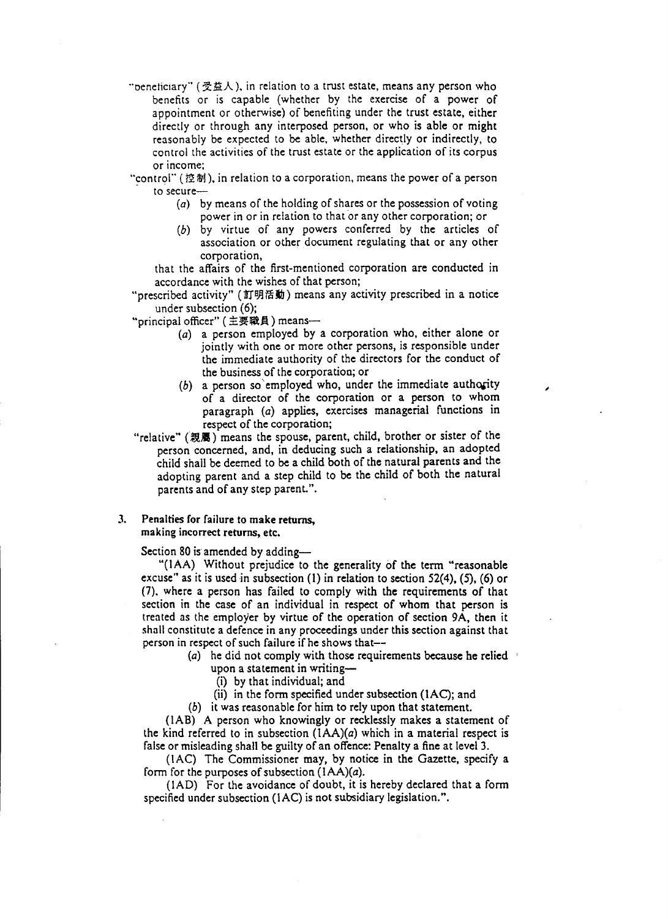"beneficiary" (受益人), in relation to a trust estate, means any person who benefits or is capable (whether by the exercise of a power of appointment or otherwise) of benefiting under the trust estate, either directly or through any interposed person, or who is able or might reasonably be expected to be able, whether directly or indirectly, to control the activities of the trust estate or the application of its corpus or income;

"control" (控制), in relation to a corporation, means the power of a person to secure—

- (*a*) by means of the holding of shares or the possession of voting power in or in relation to that or any other corporation; or
- (*b*) by virtue of any powers conferred by the articles of association or other document regulating that or any other corporation,

that the affairs of the first-mentioned corporation are conducted in accordance with the wishes of that person;

"prescribed activity" (訂明活動) means any activity prescribed in a notice under subsection (6);

"principal officer" (主要職員) means—

- (*a*) a person employed by a corporation who, either alone or jointly with one or more other persons, is responsible under the immediate authority of the directors for the conduct of the business of the corporation; or
- (*b*) a person so employed who, under the immediate authority of a director of the corporation or a person to whom paragraph (*a*) applies, exercises managerial functions in respect of the corporation;

"relative" (親屬) means the spouse, parent, child, brother or sister of the person concerned, and, in deducing such a relationship, an adopted child shall be deemed to be a child both of the natural parents and the adopting parent and a step child to be the child of both the natural parents and of any step parent.".

**3. Penalties for failure to make returns, making incorrect returns, etc.**

Section 80 is amended by adding—

"(1AA) Without prejudice to the generality of the term "reasonable excuse" as it is used in subsection (1) in relation to section 52(4), (5), (6) or (7), where a person has failed to comply with the requirements of that section in the case of an individual in respect of whom that person is treated as the employer by virtue of the operation of section 9A, then it shall constitute a defence in any proceedings under this section against that person in respect of such failure if he shows that—

- (*a*) he did not comply with those requirements because he relied upon a statement in writing—
  - (i) by that individual; and
  - (ii) in the form specified under subsection (1AC); and
- (*b*) it was reasonable for him to rely upon that statement.

(1AB) A person who knowingly or recklessly makes a statement of the kind referred to in subsection (1AA)(*a*) which in a material respect is false or misleading shall be guilty of an offence: Penalty a fine at level 3.

(1AC) The Commissioner may, by notice in the Gazette, specify a form for the purposes of subsection (1AA)(*a*).

(1AD) For the avoidance of doubt, it is hereby declared that a form specified under subsection (1AC) is not subsidiary legislation.".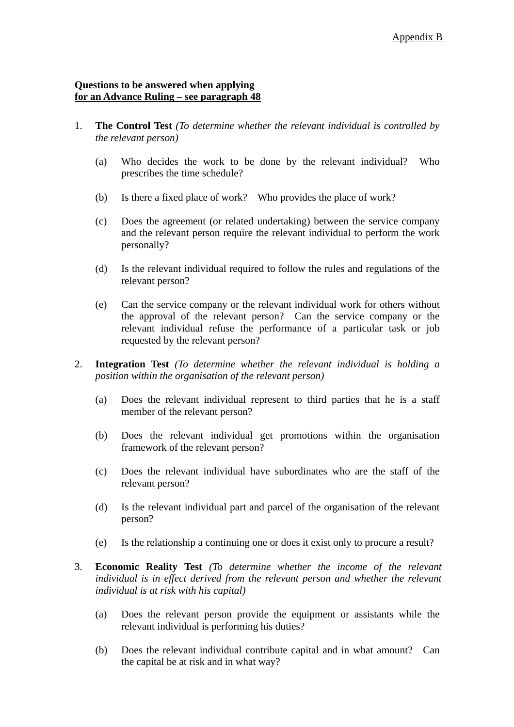Appendix B

**Questions to be answered when applying**
**for an Advance Ruling – see paragraph 48**

1. **The Control Test** *(To determine whether the relevant individual is controlled by the relevant person)*

   (a) Who decides the work to be done by the relevant individual? Who prescribes the time schedule?

   (b) Is there a fixed place of work? Who provides the place of work?

   (c) Does the agreement (or related undertaking) between the service company and the relevant person require the relevant individual to perform the work personally?

   (d) Is the relevant individual required to follow the rules and regulations of the relevant person?

   (e) Can the service company or the relevant individual work for others without the approval of the relevant person? Can the service company or the relevant individual refuse the performance of a particular task or job requested by the relevant person?

2. **Integration Test** *(To determine whether the relevant individual is holding a position within the organisation of the relevant person)*

   (a) Does the relevant individual represent to third parties that he is a staff member of the relevant person?

   (b) Does the relevant individual get promotions within the organisation framework of the relevant person?

   (c) Does the relevant individual have subordinates who are the staff of the relevant person?

   (d) Is the relevant individual part and parcel of the organisation of the relevant person?

   (e) Is the relationship a continuing one or does it exist only to procure a result?

3. **Economic Reality Test** *(To determine whether the income of the relevant individual is in effect derived from the relevant person and whether the relevant individual is at risk with his capital)*

   (a) Does the relevant person provide the equipment or assistants while the relevant individual is performing his duties?

   (b) Does the relevant individual contribute capital and in what amount? Can the capital be at risk and in what way?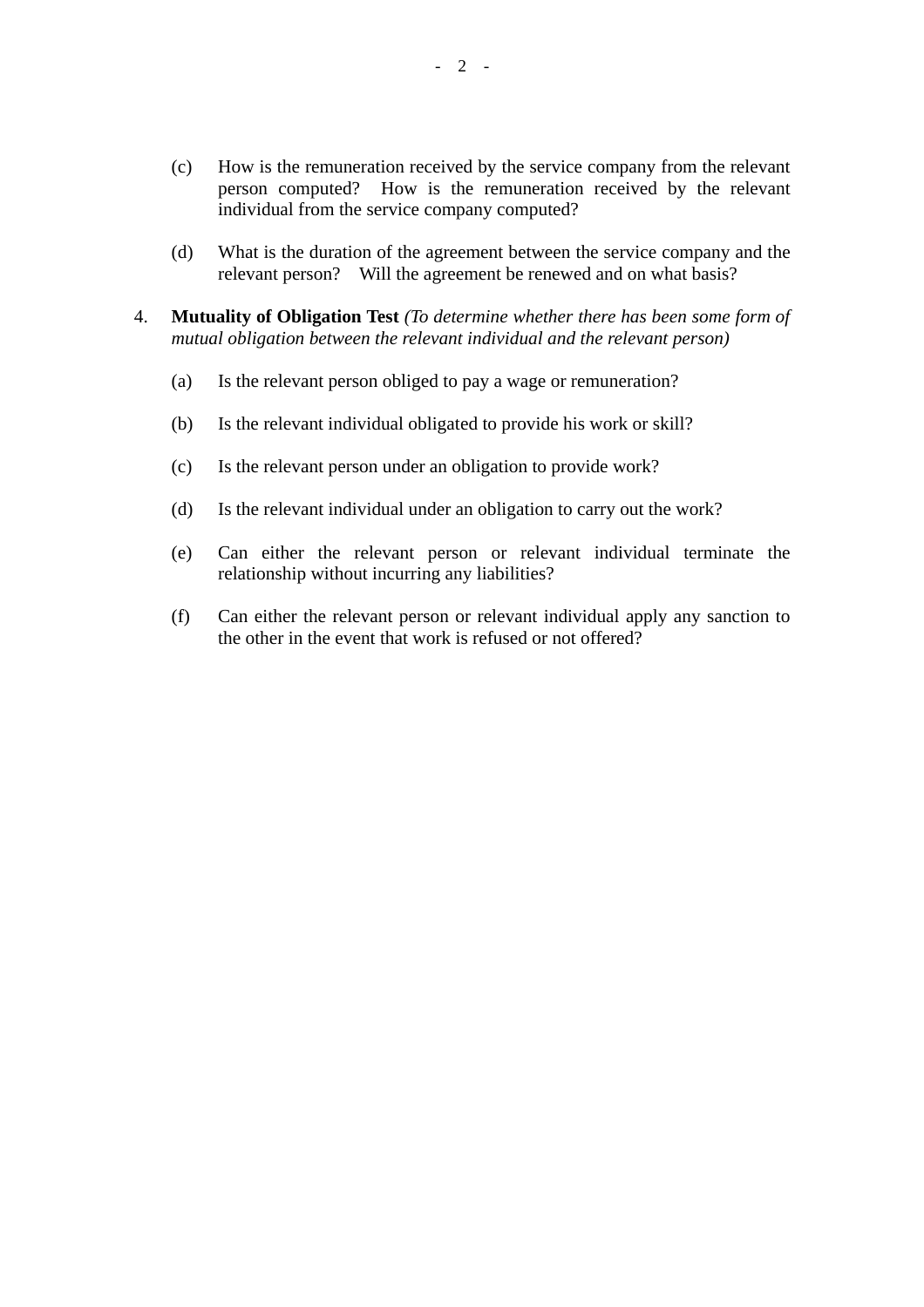(c) How is the remuneration received by the service company from the relevant person computed? How is the remuneration received by the relevant individual from the service company computed?

(d) What is the duration of the agreement between the service company and the relevant person? Will the agreement be renewed and on what basis?

4. **Mutuality of Obligation Test** *(To determine whether there has been some form of mutual obligation between the relevant individual and the relevant person)*

   (a) Is the relevant person obliged to pay a wage or remuneration?

   (b) Is the relevant individual obligated to provide his work or skill?

   (c) Is the relevant person under an obligation to provide work?

   (d) Is the relevant individual under an obligation to carry out the work?

   (e) Can either the relevant person or relevant individual terminate the relationship without incurring any liabilities?

   (f) Can either the relevant person or relevant individual apply any sanction to the other in the event that work is refused or not offered?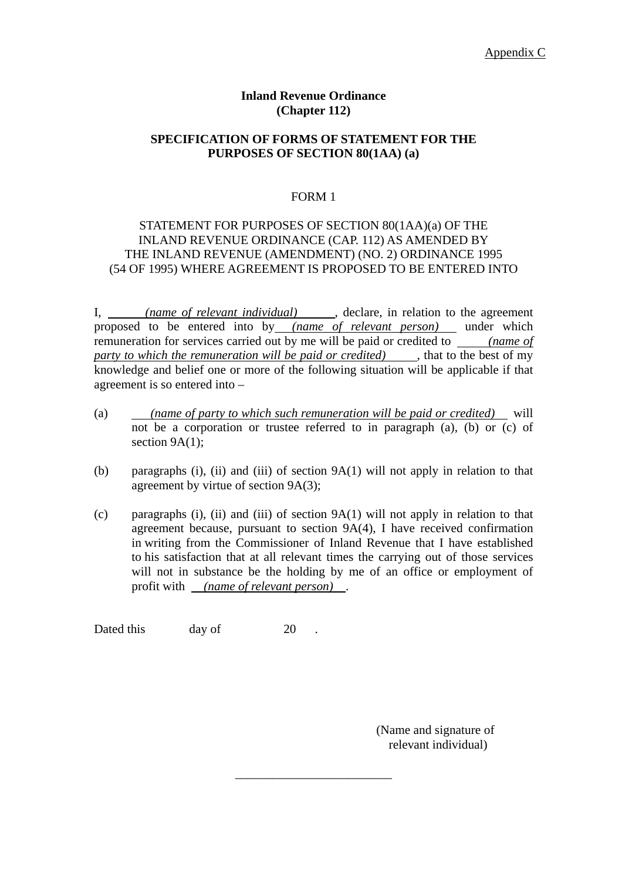Appendix C

**Inland Revenue Ordinance**
**(Chapter 112)**

**SPECIFICATION OF FORMS OF STATEMENT FOR THE PURPOSES OF SECTION 80(1AA) (a)**

FORM 1

STATEMENT FOR PURPOSES OF SECTION 80(1AA)(a) OF THE INLAND REVENUE ORDINANCE (CAP. 112) AS AMENDED BY THE INLAND REVENUE (AMENDMENT) (NO. 2) ORDINANCE 1995 (54 OF 1995) WHERE AGREEMENT IS PROPOSED TO BE ENTERED INTO

I, *(name of relevant individual)*, declare, in relation to the agreement proposed to be entered into by *(name of relevant person)* under which remuneration for services carried out by me will be paid or credited to *(name of party to which the remuneration will be paid or credited)*, that to the best of my knowledge and belief one or more of the following situation will be applicable if that agreement is so entered into –

(a) *(name of party to which such remuneration will be paid or credited)* will not be a corporation or trustee referred to in paragraph (a), (b) or (c) of section 9A(1);

(b) paragraphs (i), (ii) and (iii) of section 9A(1) will not apply in relation to that agreement by virtue of section 9A(3);

(c) paragraphs (i), (ii) and (iii) of section 9A(1) will not apply in relation to that agreement because, pursuant to section 9A(4), I have received confirmation in writing from the Commissioner of Inland Revenue that I have established to his satisfaction that at all relevant times the carrying out of those services will not in substance be the holding by me of an office or employment of profit with *(name of relevant person)*.

Dated this          day of               20    .

(Name and signature of relevant individual)

---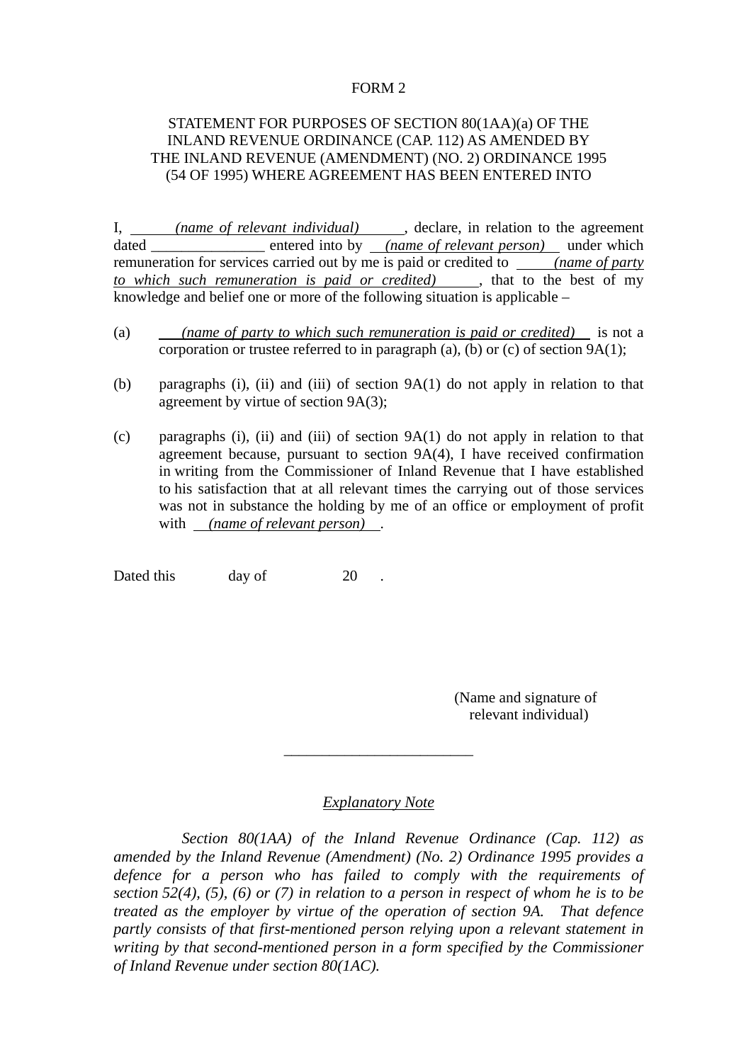FORM 2

STATEMENT FOR PURPOSES OF SECTION 80(1AA)(a) OF THE INLAND REVENUE ORDINANCE (CAP. 112) AS AMENDED BY THE INLAND REVENUE (AMENDMENT) (NO. 2) ORDINANCE 1995 (54 OF 1995) WHERE AGREEMENT HAS BEEN ENTERED INTO

I, *(name of relevant individual)*, declare, in relation to the agreement dated _______________ entered into by *(name of relevant person)* under which remuneration for services carried out by me is paid or credited to *(name of party to which such remuneration is paid or credited)*, that to the best of my knowledge and belief one or more of the following situation is applicable –

(a) *(name of party to which such remuneration is paid or credited)* is not a corporation or trustee referred to in paragraph (a), (b) or (c) of section 9A(1);

(b) paragraphs (i), (ii) and (iii) of section 9A(1) do not apply in relation to that agreement by virtue of section 9A(3);

(c) paragraphs (i), (ii) and (iii) of section 9A(1) do not apply in relation to that agreement because, pursuant to section 9A(4), I have received confirmation in writing from the Commissioner of Inland Revenue that I have established to his satisfaction that at all relevant times the carrying out of those services was not in substance the holding by me of an office or employment of profit with *(name of relevant person)*.

Dated this day of 20 .

(Name and signature of relevant individual)

_________________________

*Explanatory Note*

*Section 80(1AA) of the Inland Revenue Ordinance (Cap. 112) as amended by the Inland Revenue (Amendment) (No. 2) Ordinance 1995 provides a defence for a person who has failed to comply with the requirements of section 52(4), (5), (6) or (7) in relation to a person in respect of whom he is to be treated as the employer by virtue of the operation of section 9A. That defence partly consists of that first-mentioned person relying upon a relevant statement in writing by that second-mentioned person in a form specified by the Commissioner of Inland Revenue under section 80(1AC).*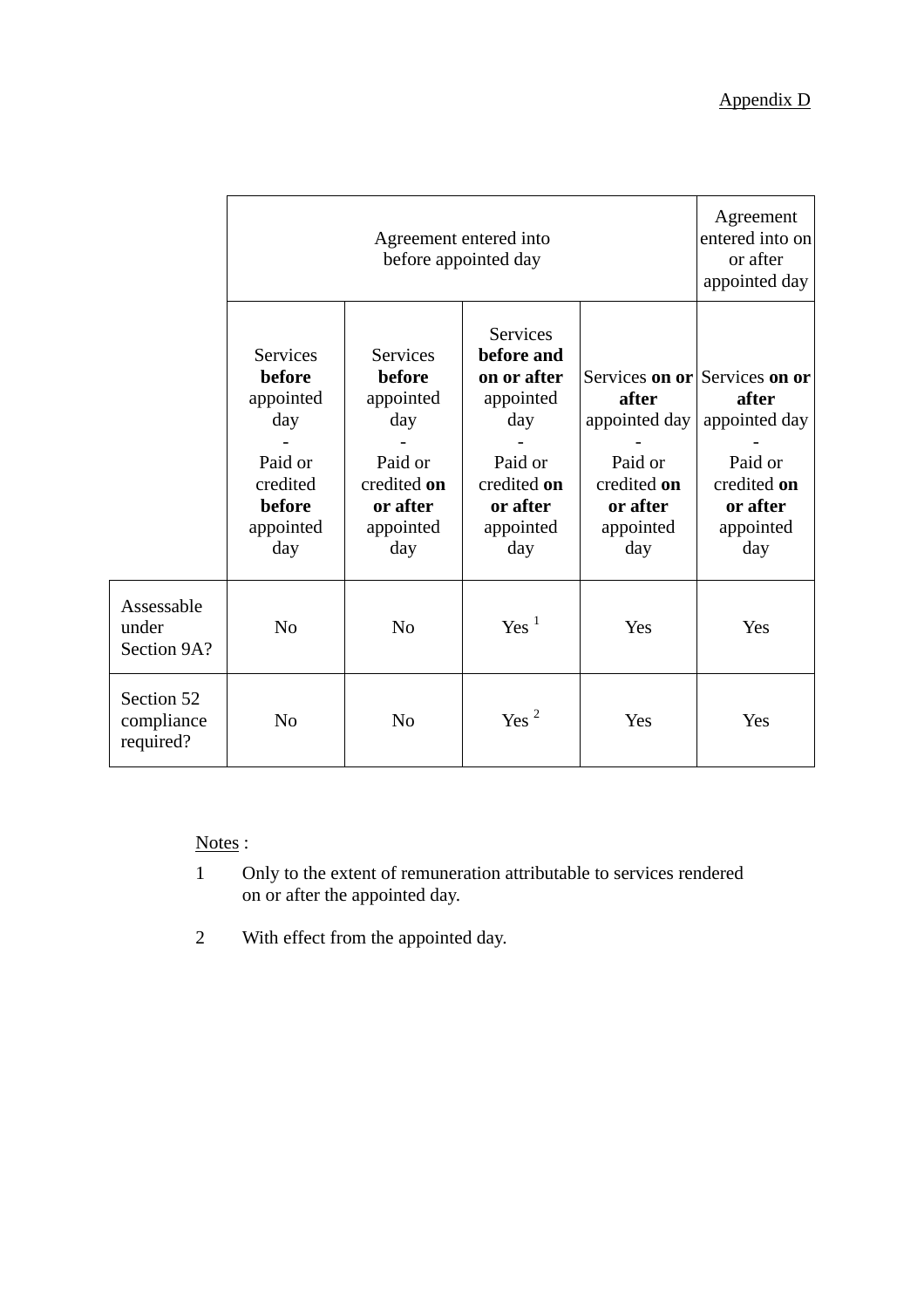Appendix D

| | Agreement entered into before appointed day | | | | Agreement entered into on or after appointed day |
|---|---|---|---|---|---|
| | Services **before** appointed day - Paid or credited **before** appointed day | Services **before** appointed day - Paid or credited **on or after** appointed day | Services **before and on or after** appointed day - Paid or credited **on or after** appointed day | Services **on or after** appointed day - Paid or credited **on or after** appointed day | Services **on or after** appointed day - Paid or credited **on or after** appointed day |
| Assessable under Section 9A? | No | No | Yes [1] | Yes | Yes |
| Section 52 compliance required? | No | No | Yes [2] | Yes | Yes |

Notes :

1 Only to the extent of remuneration attributable to services rendered on or after the appointed day.

2 With effect from the appointed day.